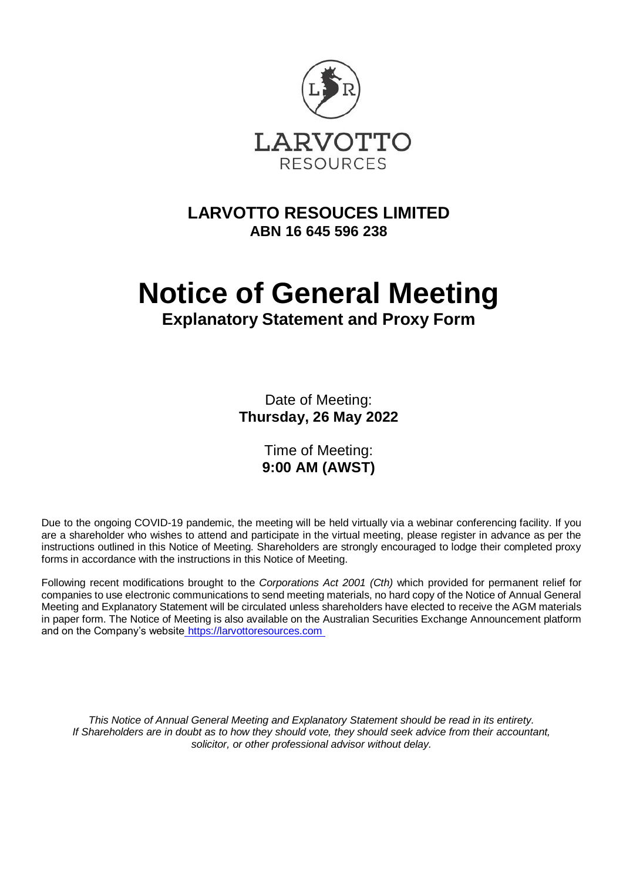LARVOTTO
RESOURCES

# LARVOTTO RESOUCES LIMITED
**ABN 16 645 596 238**

# Notice of General Meeting
## Explanatory Statement and Proxy Form

Date of Meeting:
**Thursday, 26 May 2022**

Time of Meeting:
**9:00 AM (AWST)**

Due to the ongoing COVID-19 pandemic, the meeting will be held virtually via a webinar conferencing facility. If you are a shareholder who wishes to attend and participate in the virtual meeting, please register in advance as per the instructions outlined in this Notice of Meeting. Shareholders are strongly encouraged to lodge their completed proxy forms in accordance with the instructions in this Notice of Meeting.

Following recent modifications brought to the *Corporations Act 2001 (Cth)* which provided for permanent relief for companies to use electronic communications to send meeting materials, no hard copy of the Notice of Annual General Meeting and Explanatory Statement will be circulated unless shareholders have elected to receive the AGM materials in paper form. The Notice of Meeting is also available on the Australian Securities Exchange Announcement platform and on the Company's website https://larvottoresources.com

*This Notice of Annual General Meeting and Explanatory Statement should be read in its entirety. If Shareholders are in doubt as to how they should vote, they should seek advice from their accountant, solicitor, or other professional advisor without delay.*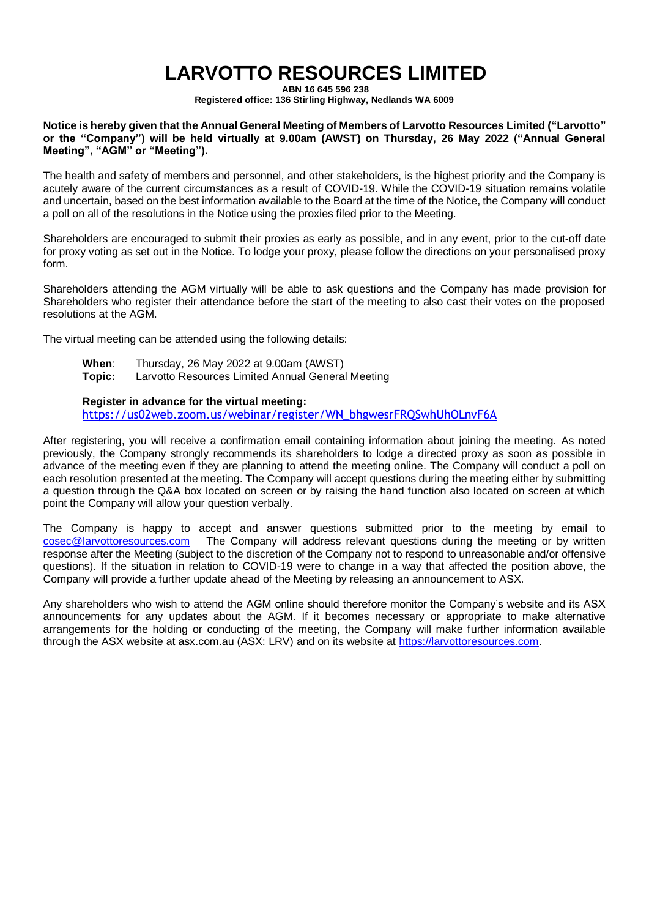# LARVOTTO RESOURCES LIMITED

**ABN 16 645 596 238**
**Registered office: 136 Stirling Highway, Nedlands WA 6009**

**Notice is hereby given that the Annual General Meeting of Members of Larvotto Resources Limited ("Larvotto" or the "Company") will be held virtually at 9.00am (AWST) on Thursday, 26 May 2022 ("Annual General Meeting", "AGM" or "Meeting").**

The health and safety of members and personnel, and other stakeholders, is the highest priority and the Company is acutely aware of the current circumstances as a result of COVID-19. While the COVID-19 situation remains volatile and uncertain, based on the best information available to the Board at the time of the Notice, the Company will conduct a poll on all of the resolutions in the Notice using the proxies filed prior to the Meeting.

Shareholders are encouraged to submit their proxies as early as possible, and in any event, prior to the cut-off date for proxy voting as set out in the Notice. To lodge your proxy, please follow the directions on your personalised proxy form.

Shareholders attending the AGM virtually will be able to ask questions and the Company has made provision for Shareholders who register their attendance before the start of the meeting to also cast their votes on the proposed resolutions at the AGM.

The virtual meeting can be attended using the following details:

**When**: Thursday, 26 May 2022 at 9.00am (AWST)
**Topic:** Larvotto Resources Limited Annual General Meeting

**Register in advance for the virtual meeting:**
https://us02web.zoom.us/webinar/register/WN_bhgwesrFRQSwhUhOLnvF6A

After registering, you will receive a confirmation email containing information about joining the meeting. As noted previously, the Company strongly recommends its shareholders to lodge a directed proxy as soon as possible in advance of the meeting even if they are planning to attend the meeting online. The Company will conduct a poll on each resolution presented at the meeting. The Company will accept questions during the meeting either by submitting a question through the Q&A box located on screen or by raising the hand function also located on screen at which point the Company will allow your question verbally.

The Company is happy to accept and answer questions submitted prior to the meeting by email to cosec@larvottoresources.com The Company will address relevant questions during the meeting or by written response after the Meeting (subject to the discretion of the Company not to respond to unreasonable and/or offensive questions). If the situation in relation to COVID-19 were to change in a way that affected the position above, the Company will provide a further update ahead of the Meeting by releasing an announcement to ASX.

Any shareholders who wish to attend the AGM online should therefore monitor the Company's website and its ASX announcements for any updates about the AGM. If it becomes necessary or appropriate to make alternative arrangements for the holding or conducting of the meeting, the Company will make further information available through the ASX website at asx.com.au (ASX: LRV) and on its website at https://larvottoresources.com.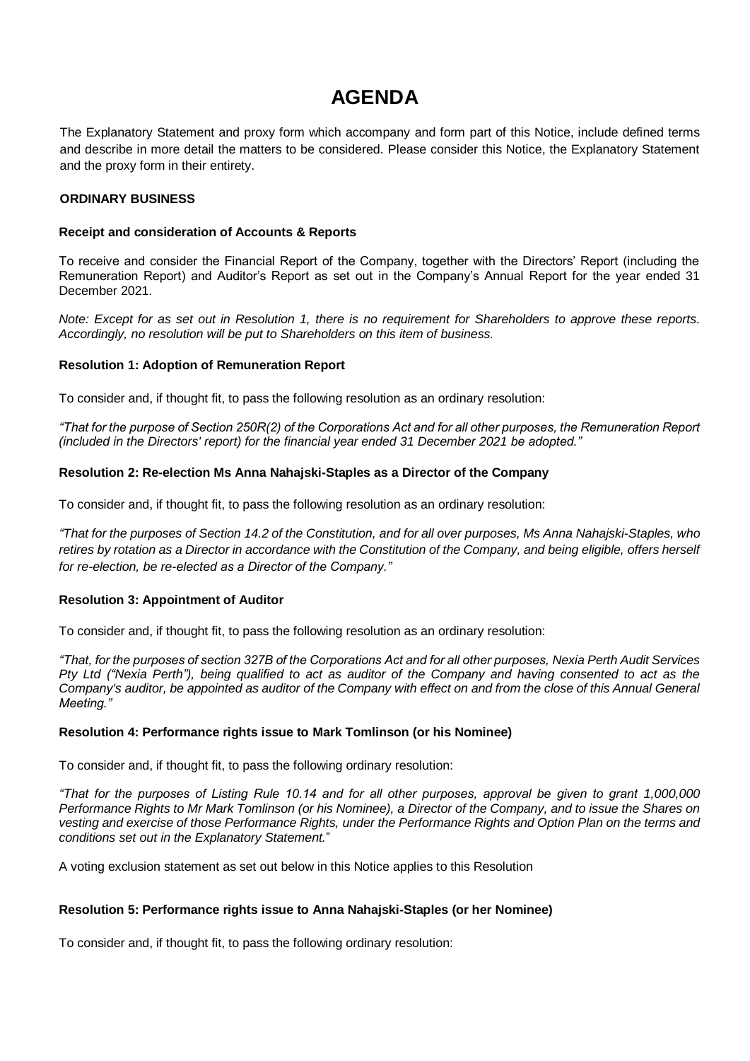# AGENDA

The Explanatory Statement and proxy form which accompany and form part of this Notice, include defined terms and describe in more detail the matters to be considered. Please consider this Notice, the Explanatory Statement and the proxy form in their entirety.

## ORDINARY BUSINESS

### Receipt and consideration of Accounts & Reports

To receive and consider the Financial Report of the Company, together with the Directors' Report (including the Remuneration Report) and Auditor's Report as set out in the Company's Annual Report for the year ended 31 December 2021.

*Note: Except for as set out in Resolution 1, there is no requirement for Shareholders to approve these reports. Accordingly, no resolution will be put to Shareholders on this item of business.*

### Resolution 1: Adoption of Remuneration Report

To consider and, if thought fit, to pass the following resolution as an ordinary resolution:

*"That for the purpose of Section 250R(2) of the Corporations Act and for all other purposes, the Remuneration Report (included in the Directors' report) for the financial year ended 31 December 2021 be adopted."*

### Resolution 2: Re-election Ms Anna Nahajski-Staples as a Director of the Company

To consider and, if thought fit, to pass the following resolution as an ordinary resolution:

*"That for the purposes of Section 14.2 of the Constitution, and for all over purposes, Ms Anna Nahajski-Staples, who retires by rotation as a Director in accordance with the Constitution of the Company, and being eligible, offers herself for re-election, be re-elected as a Director of the Company."*

### Resolution 3: Appointment of Auditor

To consider and, if thought fit, to pass the following resolution as an ordinary resolution:

*"That, for the purposes of section 327B of the Corporations Act and for all other purposes, Nexia Perth Audit Services Pty Ltd ("Nexia Perth"), being qualified to act as auditor of the Company and having consented to act as the Company's auditor, be appointed as auditor of the Company with effect on and from the close of this Annual General Meeting."*

### Resolution 4: Performance rights issue to Mark Tomlinson (or his Nominee)

To consider and, if thought fit, to pass the following ordinary resolution:

*"That for the purposes of Listing Rule 10.14 and for all other purposes, approval be given to grant 1,000,000 Performance Rights to Mr Mark Tomlinson (or his Nominee), a Director of the Company, and to issue the Shares on vesting and exercise of those Performance Rights, under the Performance Rights and Option Plan on the terms and conditions set out in the Explanatory Statement."*

A voting exclusion statement as set out below in this Notice applies to this Resolution

### Resolution 5: Performance rights issue to Anna Nahajski-Staples (or her Nominee)

To consider and, if thought fit, to pass the following ordinary resolution: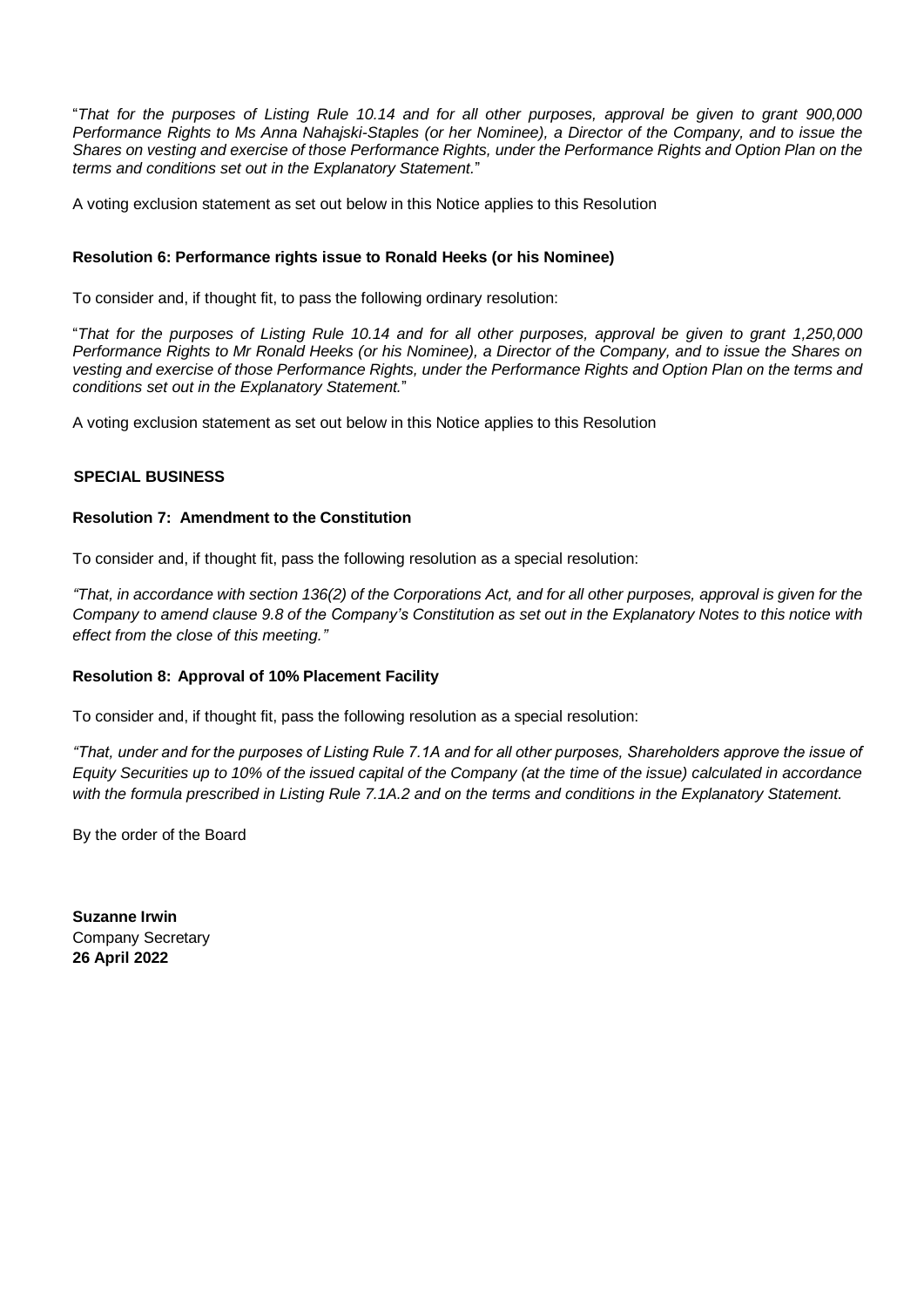"*That for the purposes of Listing Rule 10.14 and for all other purposes, approval be given to grant 900,000 Performance Rights to Ms Anna Nahajski-Staples (or her Nominee), a Director of the Company, and to issue the Shares on vesting and exercise of those Performance Rights, under the Performance Rights and Option Plan on the terms and conditions set out in the Explanatory Statement.*"

A voting exclusion statement as set out below in this Notice applies to this Resolution

**Resolution 6: Performance rights issue to Ronald Heeks (or his Nominee)**

To consider and, if thought fit, to pass the following ordinary resolution:

"*That for the purposes of Listing Rule 10.14 and for all other purposes, approval be given to grant 1,250,000 Performance Rights to Mr Ronald Heeks (or his Nominee), a Director of the Company, and to issue the Shares on vesting and exercise of those Performance Rights, under the Performance Rights and Option Plan on the terms and conditions set out in the Explanatory Statement.*"

A voting exclusion statement as set out below in this Notice applies to this Resolution

## SPECIAL BUSINESS

**Resolution 7: Amendment to the Constitution**

To consider and, if thought fit, pass the following resolution as a special resolution:

*"That, in accordance with section 136(2) of the Corporations Act, and for all other purposes, approval is given for the Company to amend clause 9.8 of the Company's Constitution as set out in the Explanatory Notes to this notice with effect from the close of this meeting."*

**Resolution 8: Approval of 10% Placement Facility**

To consider and, if thought fit, pass the following resolution as a special resolution:

*"That, under and for the purposes of Listing Rule 7.1A and for all other purposes, Shareholders approve the issue of Equity Securities up to 10% of the issued capital of the Company (at the time of the issue) calculated in accordance with the formula prescribed in Listing Rule 7.1A.2 and on the terms and conditions in the Explanatory Statement.*

By the order of the Board

**Suzanne Irwin**
Company Secretary
**26 April 2022**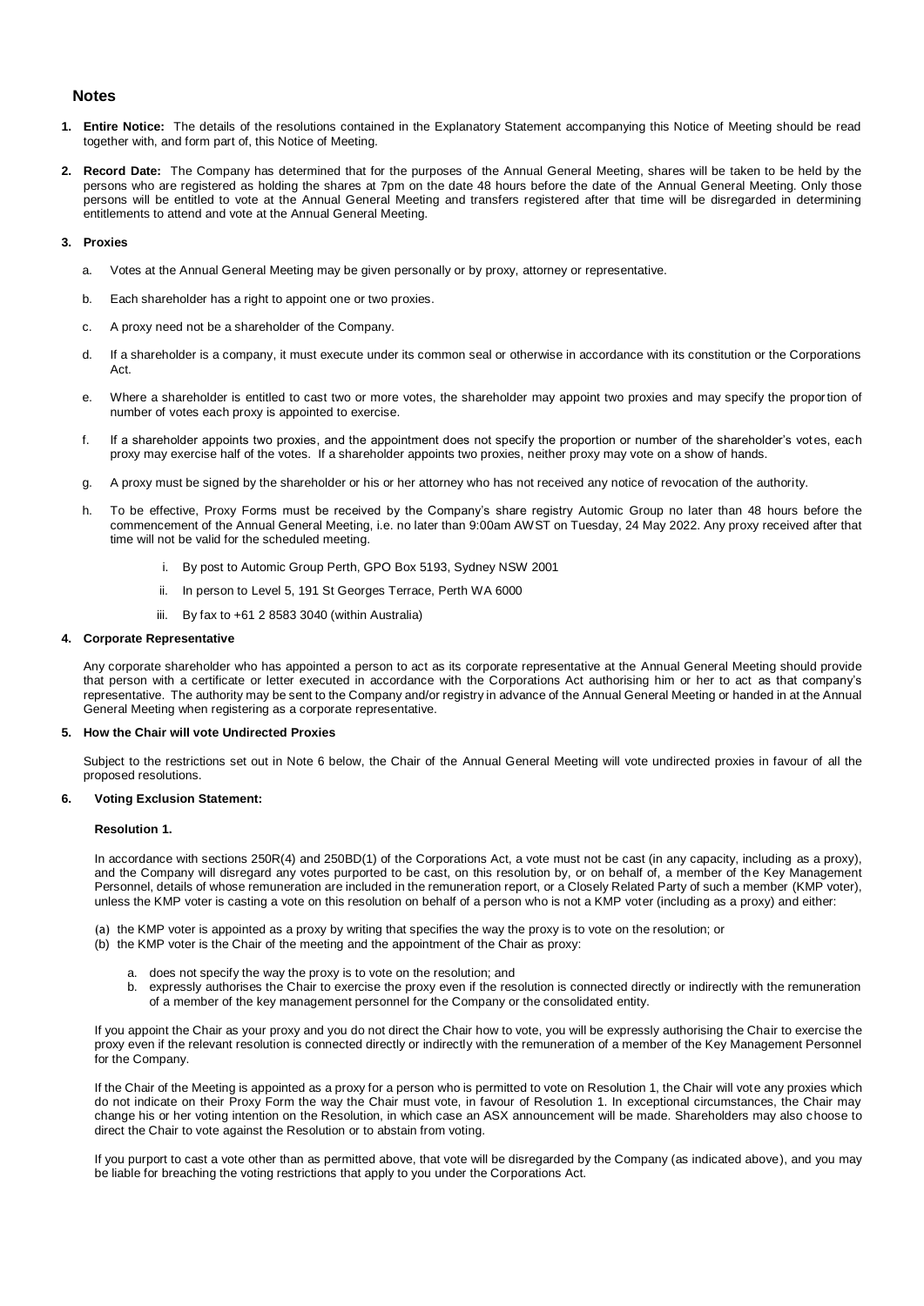## Notes

1. **Entire Notice:** The details of the resolutions contained in the Explanatory Statement accompanying this Notice of Meeting should be read together with, and form part of, this Notice of Meeting.

2. **Record Date:** The Company has determined that for the purposes of the Annual General Meeting, shares will be taken to be held by the persons who are registered as holding the shares at 7pm on the date 48 hours before the date of the Annual General Meeting. Only those persons will be entitled to vote at the Annual General Meeting and transfers registered after that time will be disregarded in determining entitlements to attend and vote at the Annual General Meeting.

3. **Proxies**

   a. Votes at the Annual General Meeting may be given personally or by proxy, attorney or representative.

   b. Each shareholder has a right to appoint one or two proxies.

   c. A proxy need not be a shareholder of the Company.

   d. If a shareholder is a company, it must execute under its common seal or otherwise in accordance with its constitution or the Corporations Act.

   e. Where a shareholder is entitled to cast two or more votes, the shareholder may appoint two proxies and may specify the proportion of number of votes each proxy is appointed to exercise.

   f. If a shareholder appoints two proxies, and the appointment does not specify the proportion or number of the shareholder's votes, each proxy may exercise half of the votes. If a shareholder appoints two proxies, neither proxy may vote on a show of hands.

   g. A proxy must be signed by the shareholder or his or her attorney who has not received any notice of revocation of the authority.

   h. To be effective, Proxy Forms must be received by the Company's share registry Automic Group no later than 48 hours before the commencement of the Annual General Meeting, i.e. no later than 9:00am AWST on Tuesday, 24 May 2022. Any proxy received after that time will not be valid for the scheduled meeting.

      i. By post to Automic Group Perth, GPO Box 5193, Sydney NSW 2001

      ii. In person to Level 5, 191 St Georges Terrace, Perth WA 6000

      iii. By fax to +61 2 8583 3040 (within Australia)

4. **Corporate Representative**

   Any corporate shareholder who has appointed a person to act as its corporate representative at the Annual General Meeting should provide that person with a certificate or letter executed in accordance with the Corporations Act authorising him or her to act as that company's representative. The authority may be sent to the Company and/or registry in advance of the Annual General Meeting or handed in at the Annual General Meeting when registering as a corporate representative.

5. **How the Chair will vote Undirected Proxies**

   Subject to the restrictions set out in Note 6 below, the Chair of the Annual General Meeting will vote undirected proxies in favour of all the proposed resolutions.

6. **Voting Exclusion Statement:**

   **Resolution 1.**

   In accordance with sections 250R(4) and 250BD(1) of the Corporations Act, a vote must not be cast (in any capacity, including as a proxy), and the Company will disregard any votes purported to be cast, on this resolution by, or on behalf of, a member of the Key Management Personnel, details of whose remuneration are included in the remuneration report, or a Closely Related Party of such a member (KMP voter), unless the KMP voter is casting a vote on this resolution on behalf of a person who is not a KMP voter (including as a proxy) and either:

   (a) the KMP voter is appointed as a proxy by writing that specifies the way the proxy is to vote on the resolution; or
   (b) the KMP voter is the Chair of the meeting and the appointment of the Chair as proxy:

      a. does not specify the way the proxy is to vote on the resolution; and
      b. expressly authorises the Chair to exercise the proxy even if the resolution is connected directly or indirectly with the remuneration of a member of the key management personnel for the Company or the consolidated entity.

   If you appoint the Chair as your proxy and you do not direct the Chair how to vote, you will be expressly authorising the Chair to exercise the proxy even if the relevant resolution is connected directly or indirectly with the remuneration of a member of the Key Management Personnel for the Company.

   If the Chair of the Meeting is appointed as a proxy for a person who is permitted to vote on Resolution 1, the Chair will vote any proxies which do not indicate on their Proxy Form the way the Chair must vote, in favour of Resolution 1. In exceptional circumstances, the Chair may change his or her voting intention on the Resolution, in which case an ASX announcement will be made. Shareholders may also choose to direct the Chair to vote against the Resolution or to abstain from voting.

   If you purport to cast a vote other than as permitted above, that vote will be disregarded by the Company (as indicated above), and you may be liable for breaching the voting restrictions that apply to you under the Corporations Act.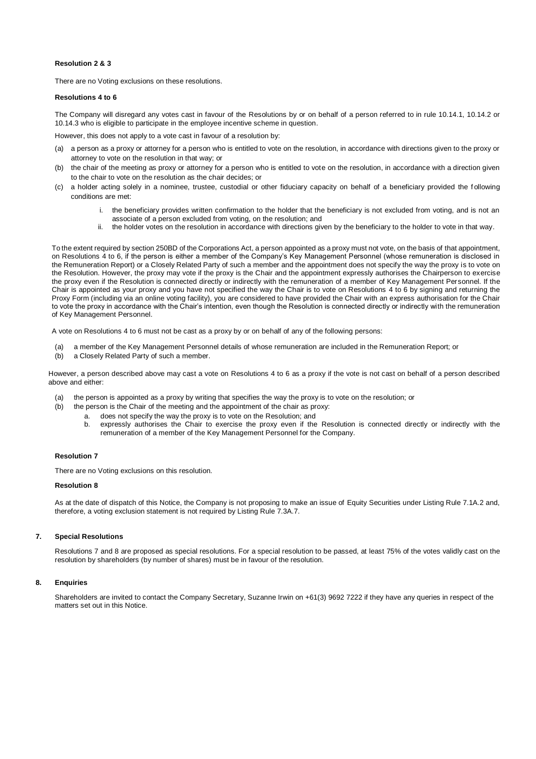**Resolution 2 & 3**

There are no Voting exclusions on these resolutions.

**Resolutions 4 to 6**

The Company will disregard any votes cast in favour of the Resolutions by or on behalf of a person referred to in rule 10.14.1, 10.14.2 or 10.14.3 who is eligible to participate in the employee incentive scheme in question.

However, this does not apply to a vote cast in favour of a resolution by:

(a) a person as a proxy or attorney for a person who is entitled to vote on the resolution, in accordance with directions given to the proxy or attorney to vote on the resolution in that way; or

(b) the chair of the meeting as proxy or attorney for a person who is entitled to vote on the resolution, in accordance with a direction given to the chair to vote on the resolution as the chair decides; or

(c) a holder acting solely in a nominee, trustee, custodial or other fiduciary capacity on behalf of a beneficiary provided the following conditions are met:

  i. the beneficiary provides written confirmation to the holder that the beneficiary is not excluded from voting, and is not an associate of a person excluded from voting, on the resolution; and
  ii. the holder votes on the resolution in accordance with directions given by the beneficiary to the holder to vote in that way.

To the extent required by section 250BD of the Corporations Act, a person appointed as a proxy must not vote, on the basis of that appointment, on Resolutions 4 to 6, if the person is either a member of the Company's Key Management Personnel (whose remuneration is disclosed in the Remuneration Report) or a Closely Related Party of such a member and the appointment does not specify the way the proxy is to vote on the Resolution. However, the proxy may vote if the proxy is the Chair and the appointment expressly authorises the Chairperson to exercise the proxy even if the Resolution is connected directly or indirectly with the remuneration of a member of Key Management Personnel. If the Chair is appointed as your proxy and you have not specified the way the Chair is to vote on Resolutions 4 to 6 by signing and returning the Proxy Form (including via an online voting facility), you are considered to have provided the Chair with an express authorisation for the Chair to vote the proxy in accordance with the Chair's intention, even though the Resolution is connected directly or indirectly with the remuneration of Key Management Personnel.

A vote on Resolutions 4 to 6 must not be cast as a proxy by or on behalf of any of the following persons:

(a) a member of the Key Management Personnel details of whose remuneration are included in the Remuneration Report; or
(b) a Closely Related Party of such a member.

However, a person described above may cast a vote on Resolutions 4 to 6 as a proxy if the vote is not cast on behalf of a person described above and either:

(a) the person is appointed as a proxy by writing that specifies the way the proxy is to vote on the resolution; or
(b) the person is the Chair of the meeting and the appointment of the chair as proxy:
  a. does not specify the way the proxy is to vote on the Resolution; and
  b. expressly authorises the Chair to exercise the proxy even if the Resolution is connected directly or indirectly with the remuneration of a member of the Key Management Personnel for the Company.

**Resolution 7**

There are no Voting exclusions on this resolution.

**Resolution 8**

As at the date of dispatch of this Notice, the Company is not proposing to make an issue of Equity Securities under Listing Rule 7.1A.2 and, therefore, a voting exclusion statement is not required by Listing Rule 7.3A.7.

## 7. Special Resolutions

Resolutions 7 and 8 are proposed as special resolutions. For a special resolution to be passed, at least 75% of the votes validly cast on the resolution by shareholders (by number of shares) must be in favour of the resolution.

## 8. Enquiries

Shareholders are invited to contact the Company Secretary, Suzanne Irwin on +61(3) 9692 7222 if they have any queries in respect of the matters set out in this Notice.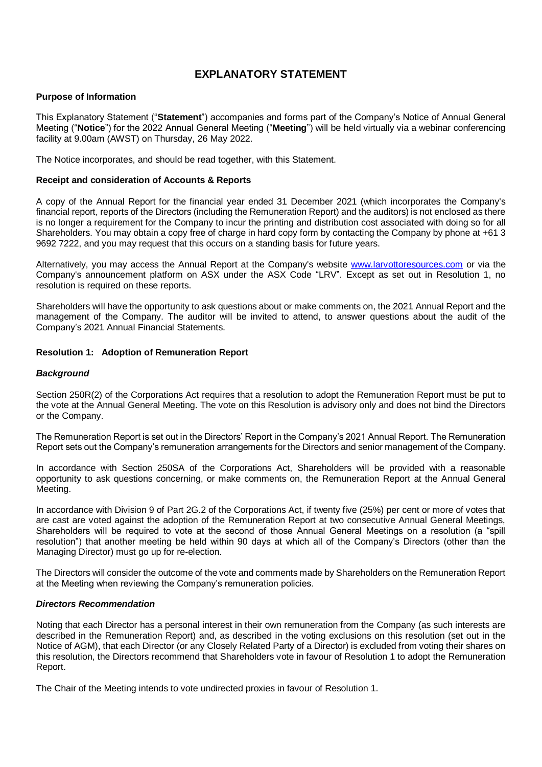# EXPLANATORY STATEMENT

**Purpose of Information**

This Explanatory Statement ("**Statement**") accompanies and forms part of the Company's Notice of Annual General Meeting ("**Notice**") for the 2022 Annual General Meeting ("**Meeting**") will be held virtually via a webinar conferencing facility at 9.00am (AWST) on Thursday, 26 May 2022.

The Notice incorporates, and should be read together, with this Statement.

**Receipt and consideration of Accounts & Reports**

A copy of the Annual Report for the financial year ended 31 December 2021 (which incorporates the Company's financial report, reports of the Directors (including the Remuneration Report) and the auditors) is not enclosed as there is no longer a requirement for the Company to incur the printing and distribution cost associated with doing so for all Shareholders. You may obtain a copy free of charge in hard copy form by contacting the Company by phone at +61 3 9692 7222, and you may request that this occurs on a standing basis for future years.

Alternatively, you may access the Annual Report at the Company's website www.larvottoresources.com or via the Company's announcement platform on ASX under the ASX Code "LRV". Except as set out in Resolution 1, no resolution is required on these reports.

Shareholders will have the opportunity to ask questions about or make comments on, the 2021 Annual Report and the management of the Company. The auditor will be invited to attend, to answer questions about the audit of the Company's 2021 Annual Financial Statements.

**Resolution 1: Adoption of Remuneration Report**

***Background***

Section 250R(2) of the Corporations Act requires that a resolution to adopt the Remuneration Report must be put to the vote at the Annual General Meeting. The vote on this Resolution is advisory only and does not bind the Directors or the Company.

The Remuneration Report is set out in the Directors' Report in the Company's 2021 Annual Report. The Remuneration Report sets out the Company's remuneration arrangements for the Directors and senior management of the Company.

In accordance with Section 250SA of the Corporations Act, Shareholders will be provided with a reasonable opportunity to ask questions concerning, or make comments on, the Remuneration Report at the Annual General Meeting.

In accordance with Division 9 of Part 2G.2 of the Corporations Act, if twenty five (25%) per cent or more of votes that are cast are voted against the adoption of the Remuneration Report at two consecutive Annual General Meetings, Shareholders will be required to vote at the second of those Annual General Meetings on a resolution (a "spill resolution") that another meeting be held within 90 days at which all of the Company's Directors (other than the Managing Director) must go up for re-election.

The Directors will consider the outcome of the vote and comments made by Shareholders on the Remuneration Report at the Meeting when reviewing the Company's remuneration policies.

***Directors Recommendation***

Noting that each Director has a personal interest in their own remuneration from the Company (as such interests are described in the Remuneration Report) and, as described in the voting exclusions on this resolution (set out in the Notice of AGM), that each Director (or any Closely Related Party of a Director) is excluded from voting their shares on this resolution, the Directors recommend that Shareholders vote in favour of Resolution 1 to adopt the Remuneration Report.

The Chair of the Meeting intends to vote undirected proxies in favour of Resolution 1.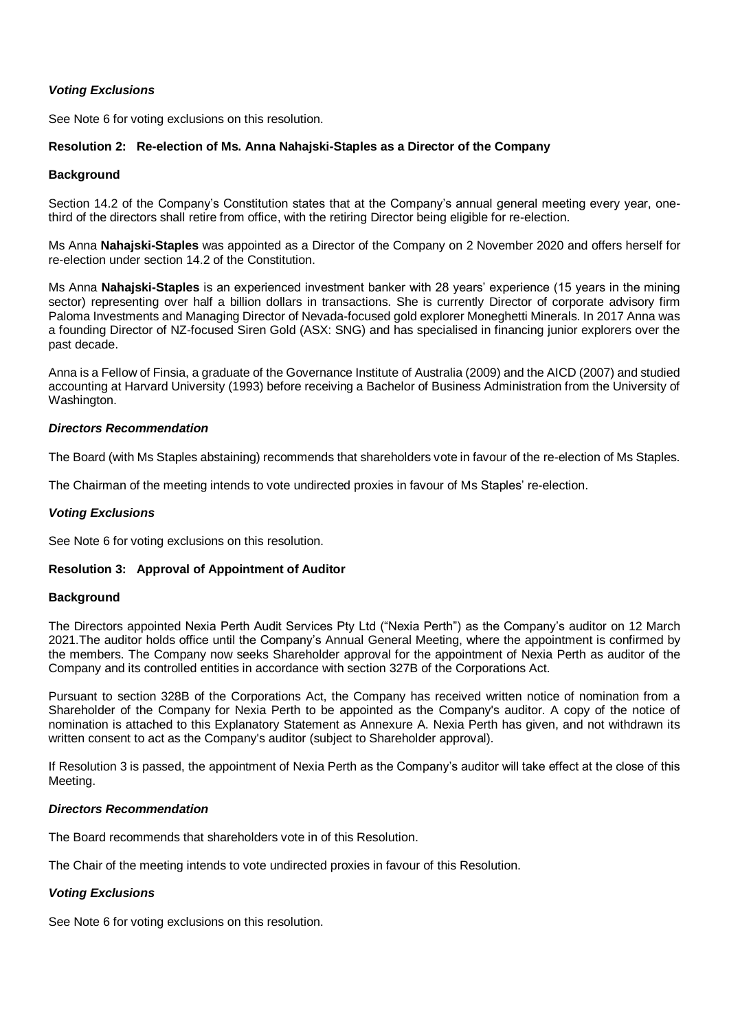***Voting Exclusions***

See Note 6 for voting exclusions on this resolution.

**Resolution 2: Re-election of Ms. Anna Nahajski-Staples as a Director of the Company**

**Background**

Section 14.2 of the Company's Constitution states that at the Company's annual general meeting every year, one-third of the directors shall retire from office, with the retiring Director being eligible for re-election.

Ms Anna **Nahajski-Staples** was appointed as a Director of the Company on 2 November 2020 and offers herself for re-election under section 14.2 of the Constitution.

Ms Anna **Nahajski-Staples** is an experienced investment banker with 28 years' experience (15 years in the mining sector) representing over half a billion dollars in transactions. She is currently Director of corporate advisory firm Paloma Investments and Managing Director of Nevada-focused gold explorer Moneghetti Minerals. In 2017 Anna was a founding Director of NZ-focused Siren Gold (ASX: SNG) and has specialised in financing junior explorers over the past decade.

Anna is a Fellow of Finsia, a graduate of the Governance Institute of Australia (2009) and the AICD (2007) and studied accounting at Harvard University (1993) before receiving a Bachelor of Business Administration from the University of Washington.

***Directors Recommendation***

The Board (with Ms Staples abstaining) recommends that shareholders vote in favour of the re-election of Ms Staples.

The Chairman of the meeting intends to vote undirected proxies in favour of Ms Staples' re-election.

***Voting Exclusions***

See Note 6 for voting exclusions on this resolution.

**Resolution 3: Approval of Appointment of Auditor**

**Background**

The Directors appointed Nexia Perth Audit Services Pty Ltd ("Nexia Perth") as the Company's auditor on 12 March 2021.The auditor holds office until the Company's Annual General Meeting, where the appointment is confirmed by the members. The Company now seeks Shareholder approval for the appointment of Nexia Perth as auditor of the Company and its controlled entities in accordance with section 327B of the Corporations Act.

Pursuant to section 328B of the Corporations Act, the Company has received written notice of nomination from a Shareholder of the Company for Nexia Perth to be appointed as the Company's auditor. A copy of the notice of nomination is attached to this Explanatory Statement as Annexure A. Nexia Perth has given, and not withdrawn its written consent to act as the Company's auditor (subject to Shareholder approval).

If Resolution 3 is passed, the appointment of Nexia Perth as the Company's auditor will take effect at the close of this Meeting.

***Directors Recommendation***

The Board recommends that shareholders vote in of this Resolution.

The Chair of the meeting intends to vote undirected proxies in favour of this Resolution.

***Voting Exclusions***

See Note 6 for voting exclusions on this resolution.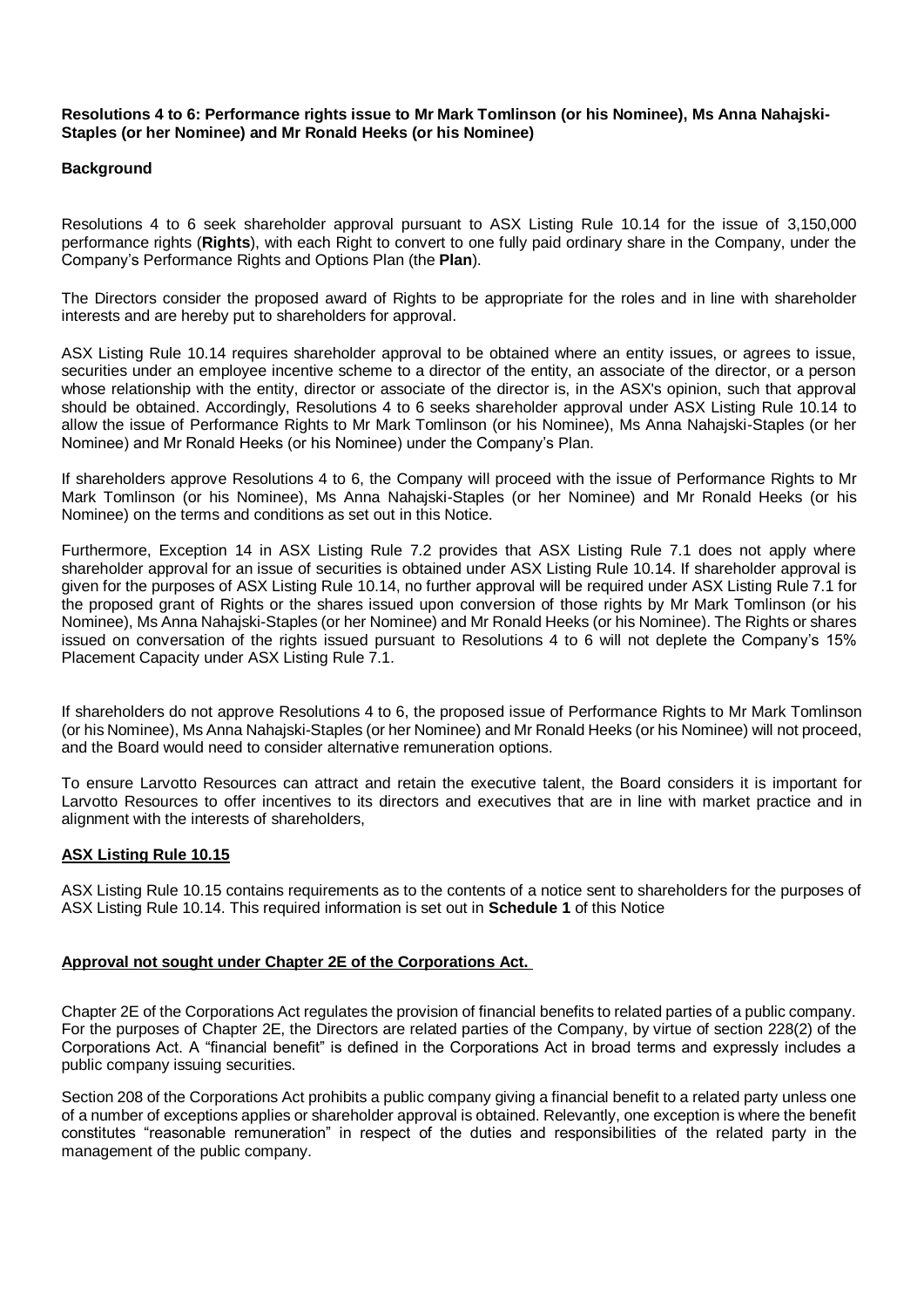**Resolutions 4 to 6: Performance rights issue to Mr Mark Tomlinson (or his Nominee), Ms Anna Nahajski-Staples (or her Nominee) and Mr Ronald Heeks (or his Nominee)**

**Background**

Resolutions 4 to 6 seek shareholder approval pursuant to ASX Listing Rule 10.14 for the issue of 3,150,000 performance rights (**Rights**), with each Right to convert to one fully paid ordinary share in the Company, under the Company's Performance Rights and Options Plan (the **Plan**).

The Directors consider the proposed award of Rights to be appropriate for the roles and in line with shareholder interests and are hereby put to shareholders for approval.

ASX Listing Rule 10.14 requires shareholder approval to be obtained where an entity issues, or agrees to issue, securities under an employee incentive scheme to a director of the entity, an associate of the director, or a person whose relationship with the entity, director or associate of the director is, in the ASX's opinion, such that approval should be obtained. Accordingly, Resolutions 4 to 6 seeks shareholder approval under ASX Listing Rule 10.14 to allow the issue of Performance Rights to Mr Mark Tomlinson (or his Nominee), Ms Anna Nahajski-Staples (or her Nominee) and Mr Ronald Heeks (or his Nominee) under the Company's Plan.

If shareholders approve Resolutions 4 to 6, the Company will proceed with the issue of Performance Rights to Mr Mark Tomlinson (or his Nominee), Ms Anna Nahajski-Staples (or her Nominee) and Mr Ronald Heeks (or his Nominee) on the terms and conditions as set out in this Notice.

Furthermore, Exception 14 in ASX Listing Rule 7.2 provides that ASX Listing Rule 7.1 does not apply where shareholder approval for an issue of securities is obtained under ASX Listing Rule 10.14. If shareholder approval is given for the purposes of ASX Listing Rule 10.14, no further approval will be required under ASX Listing Rule 7.1 for the proposed grant of Rights or the shares issued upon conversion of those rights by Mr Mark Tomlinson (or his Nominee), Ms Anna Nahajski-Staples (or her Nominee) and Mr Ronald Heeks (or his Nominee). The Rights or shares issued on conversation of the rights issued pursuant to Resolutions 4 to 6 will not deplete the Company's 15% Placement Capacity under ASX Listing Rule 7.1.

If shareholders do not approve Resolutions 4 to 6, the proposed issue of Performance Rights to Mr Mark Tomlinson (or his Nominee), Ms Anna Nahajski-Staples (or her Nominee) and Mr Ronald Heeks (or his Nominee) will not proceed, and the Board would need to consider alternative remuneration options.

To ensure Larvotto Resources can attract and retain the executive talent, the Board considers it is important for Larvotto Resources to offer incentives to its directors and executives that are in line with market practice and in alignment with the interests of shareholders,

**ASX Listing Rule 10.15**

ASX Listing Rule 10.15 contains requirements as to the contents of a notice sent to shareholders for the purposes of ASX Listing Rule 10.14. This required information is set out in **Schedule 1** of this Notice

**Approval not sought under Chapter 2E of the Corporations Act.**

Chapter 2E of the Corporations Act regulates the provision of financial benefits to related parties of a public company. For the purposes of Chapter 2E, the Directors are related parties of the Company, by virtue of section 228(2) of the Corporations Act. A "financial benefit" is defined in the Corporations Act in broad terms and expressly includes a public company issuing securities.

Section 208 of the Corporations Act prohibits a public company giving a financial benefit to a related party unless one of a number of exceptions applies or shareholder approval is obtained. Relevantly, one exception is where the benefit constitutes "reasonable remuneration" in respect of the duties and responsibilities of the related party in the management of the public company.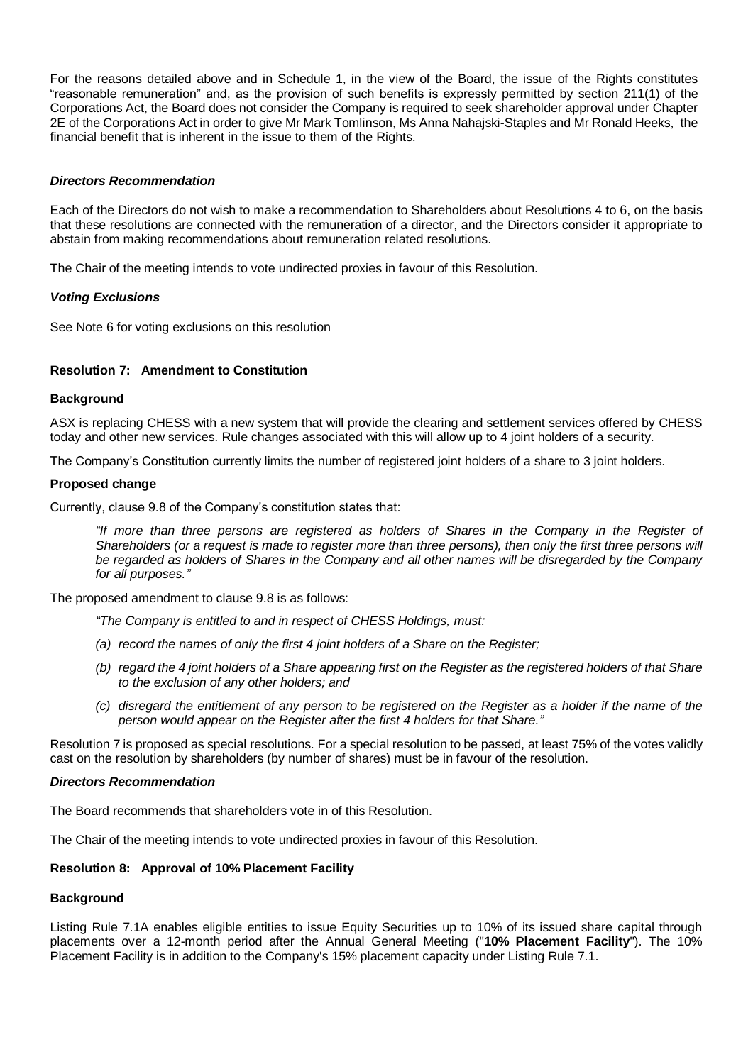For the reasons detailed above and in Schedule 1, in the view of the Board, the issue of the Rights constitutes "reasonable remuneration" and, as the provision of such benefits is expressly permitted by section 211(1) of the Corporations Act, the Board does not consider the Company is required to seek shareholder approval under Chapter 2E of the Corporations Act in order to give Mr Mark Tomlinson, Ms Anna Nahajski-Staples and Mr Ronald Heeks, the financial benefit that is inherent in the issue to them of the Rights.

***Directors Recommendation***

Each of the Directors do not wish to make a recommendation to Shareholders about Resolutions 4 to 6, on the basis that these resolutions are connected with the remuneration of a director, and the Directors consider it appropriate to abstain from making recommendations about remuneration related resolutions.

The Chair of the meeting intends to vote undirected proxies in favour of this Resolution.

***Voting Exclusions***

See Note 6 for voting exclusions on this resolution

**Resolution 7: Amendment to Constitution**

**Background**

ASX is replacing CHESS with a new system that will provide the clearing and settlement services offered by CHESS today and other new services. Rule changes associated with this will allow up to 4 joint holders of a security.

The Company's Constitution currently limits the number of registered joint holders of a share to 3 joint holders.

**Proposed change**

Currently, clause 9.8 of the Company's constitution states that:

> *"If more than three persons are registered as holders of Shares in the Company in the Register of Shareholders (or a request is made to register more than three persons), then only the first three persons will be regarded as holders of Shares in the Company and all other names will be disregarded by the Company for all purposes."*

The proposed amendment to clause 9.8 is as follows:

> *"The Company is entitled to and in respect of CHESS Holdings, must:*
>
> *(a) record the names of only the first 4 joint holders of a Share on the Register;*
>
> *(b) regard the 4 joint holders of a Share appearing first on the Register as the registered holders of that Share to the exclusion of any other holders; and*
>
> *(c) disregard the entitlement of any person to be registered on the Register as a holder if the name of the person would appear on the Register after the first 4 holders for that Share."*

Resolution 7 is proposed as special resolutions. For a special resolution to be passed, at least 75% of the votes validly cast on the resolution by shareholders (by number of shares) must be in favour of the resolution.

***Directors Recommendation***

The Board recommends that shareholders vote in of this Resolution.

The Chair of the meeting intends to vote undirected proxies in favour of this Resolution.

**Resolution 8: Approval of 10% Placement Facility**

**Background**

Listing Rule 7.1A enables eligible entities to issue Equity Securities up to 10% of its issued share capital through placements over a 12-month period after the Annual General Meeting ("**10% Placement Facility**"). The 10% Placement Facility is in addition to the Company's 15% placement capacity under Listing Rule 7.1.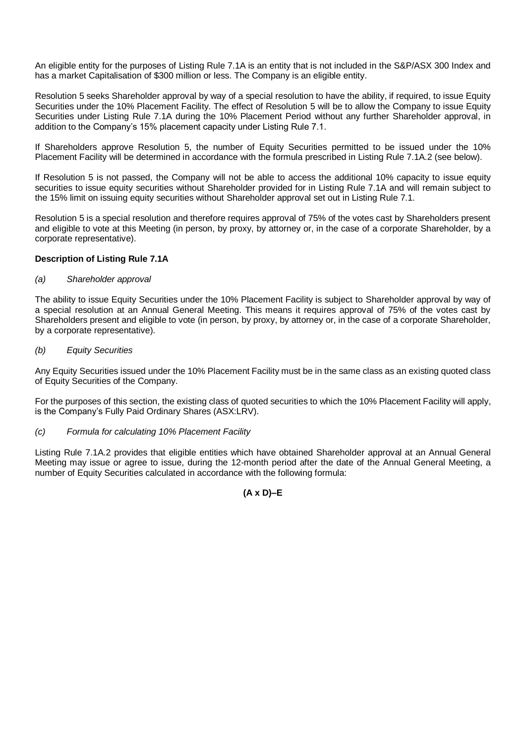An eligible entity for the purposes of Listing Rule 7.1A is an entity that is not included in the S&P/ASX 300 Index and has a market Capitalisation of $300 million or less. The Company is an eligible entity.

Resolution 5 seeks Shareholder approval by way of a special resolution to have the ability, if required, to issue Equity Securities under the 10% Placement Facility. The effect of Resolution 5 will be to allow the Company to issue Equity Securities under Listing Rule 7.1A during the 10% Placement Period without any further Shareholder approval, in addition to the Company's 15% placement capacity under Listing Rule 7.1.

If Shareholders approve Resolution 5, the number of Equity Securities permitted to be issued under the 10% Placement Facility will be determined in accordance with the formula prescribed in Listing Rule 7.1A.2 (see below).

If Resolution 5 is not passed, the Company will not be able to access the additional 10% capacity to issue equity securities to issue equity securities without Shareholder provided for in Listing Rule 7.1A and will remain subject to the 15% limit on issuing equity securities without Shareholder approval set out in Listing Rule 7.1.

Resolution 5 is a special resolution and therefore requires approval of 75% of the votes cast by Shareholders present and eligible to vote at this Meeting (in person, by proxy, by attorney or, in the case of a corporate Shareholder, by a corporate representative).

**Description of Listing Rule 7.1A**

*(a) Shareholder approval*

The ability to issue Equity Securities under the 10% Placement Facility is subject to Shareholder approval by way of a special resolution at an Annual General Meeting. This means it requires approval of 75% of the votes cast by Shareholders present and eligible to vote (in person, by proxy, by attorney or, in the case of a corporate Shareholder, by a corporate representative).

*(b) Equity Securities*

Any Equity Securities issued under the 10% Placement Facility must be in the same class as an existing quoted class of Equity Securities of the Company.

For the purposes of this section, the existing class of quoted securities to which the 10% Placement Facility will apply, is the Company's Fully Paid Ordinary Shares (ASX:LRV).

*(c) Formula for calculating 10% Placement Facility*

Listing Rule 7.1A.2 provides that eligible entities which have obtained Shareholder approval at an Annual General Meeting may issue or agree to issue, during the 12-month period after the date of the Annual General Meeting, a number of Equity Securities calculated in accordance with the following formula:

$$(A \times D) - E$$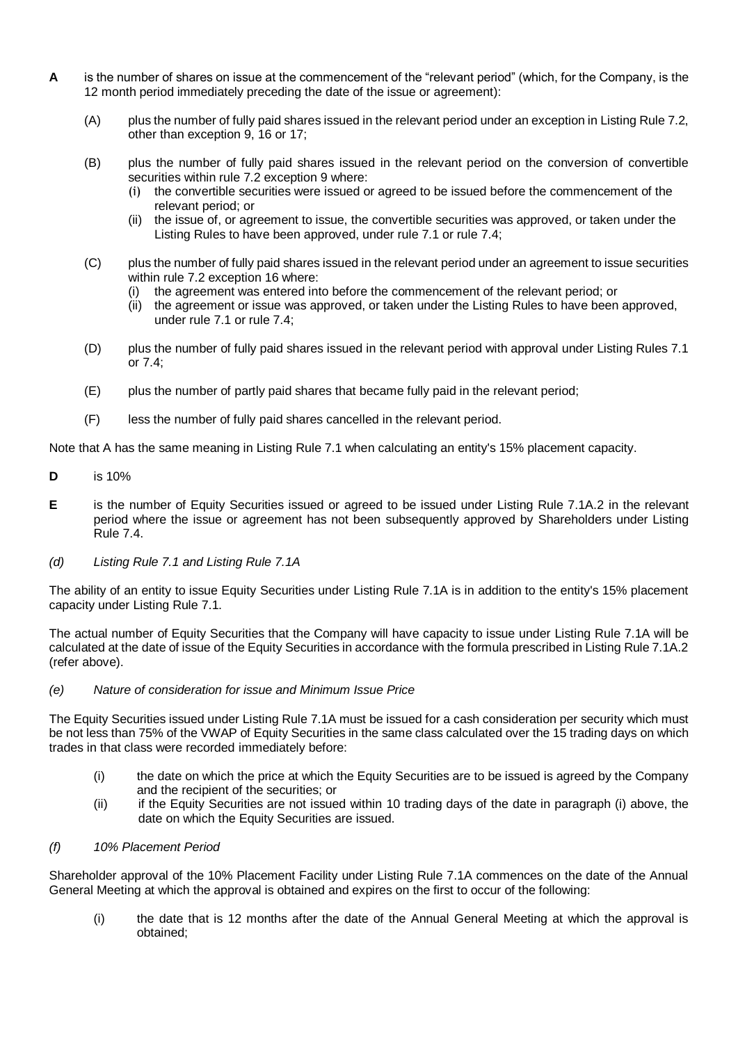**A** is the number of shares on issue at the commencement of the "relevant period" (which, for the Company, is the 12 month period immediately preceding the date of the issue or agreement):

(A) plus the number of fully paid shares issued in the relevant period under an exception in Listing Rule 7.2, other than exception 9, 16 or 17;

(B) plus the number of fully paid shares issued in the relevant period on the conversion of convertible securities within rule 7.2 exception 9 where:
   (i) the convertible securities were issued or agreed to be issued before the commencement of the relevant period; or
   (ii) the issue of, or agreement to issue, the convertible securities was approved, or taken under the Listing Rules to have been approved, under rule 7.1 or rule 7.4;

(C) plus the number of fully paid shares issued in the relevant period under an agreement to issue securities within rule 7.2 exception 16 where:
   (i) the agreement was entered into before the commencement of the relevant period; or
   (ii) the agreement or issue was approved, or taken under the Listing Rules to have been approved, under rule 7.1 or rule 7.4;

(D) plus the number of fully paid shares issued in the relevant period with approval under Listing Rules 7.1 or 7.4;

(E) plus the number of partly paid shares that became fully paid in the relevant period;

(F) less the number of fully paid shares cancelled in the relevant period.

Note that A has the same meaning in Listing Rule 7.1 when calculating an entity's 15% placement capacity.

**D** is 10%

**E** is the number of Equity Securities issued or agreed to be issued under Listing Rule 7.1A.2 in the relevant period where the issue or agreement has not been subsequently approved by Shareholders under Listing Rule 7.4.

*(d) Listing Rule 7.1 and Listing Rule 7.1A*

The ability of an entity to issue Equity Securities under Listing Rule 7.1A is in addition to the entity's 15% placement capacity under Listing Rule 7.1.

The actual number of Equity Securities that the Company will have capacity to issue under Listing Rule 7.1A will be calculated at the date of issue of the Equity Securities in accordance with the formula prescribed in Listing Rule 7.1A.2 (refer above).

*(e) Nature of consideration for issue and Minimum Issue Price*

The Equity Securities issued under Listing Rule 7.1A must be issued for a cash consideration per security which must be not less than 75% of the VWAP of Equity Securities in the same class calculated over the 15 trading days on which trades in that class were recorded immediately before:

(i) the date on which the price at which the Equity Securities are to be issued is agreed by the Company and the recipient of the securities; or

(ii) if the Equity Securities are not issued within 10 trading days of the date in paragraph (i) above, the date on which the Equity Securities are issued.

*(f) 10% Placement Period*

Shareholder approval of the 10% Placement Facility under Listing Rule 7.1A commences on the date of the Annual General Meeting at which the approval is obtained and expires on the first to occur of the following:

(i) the date that is 12 months after the date of the Annual General Meeting at which the approval is obtained;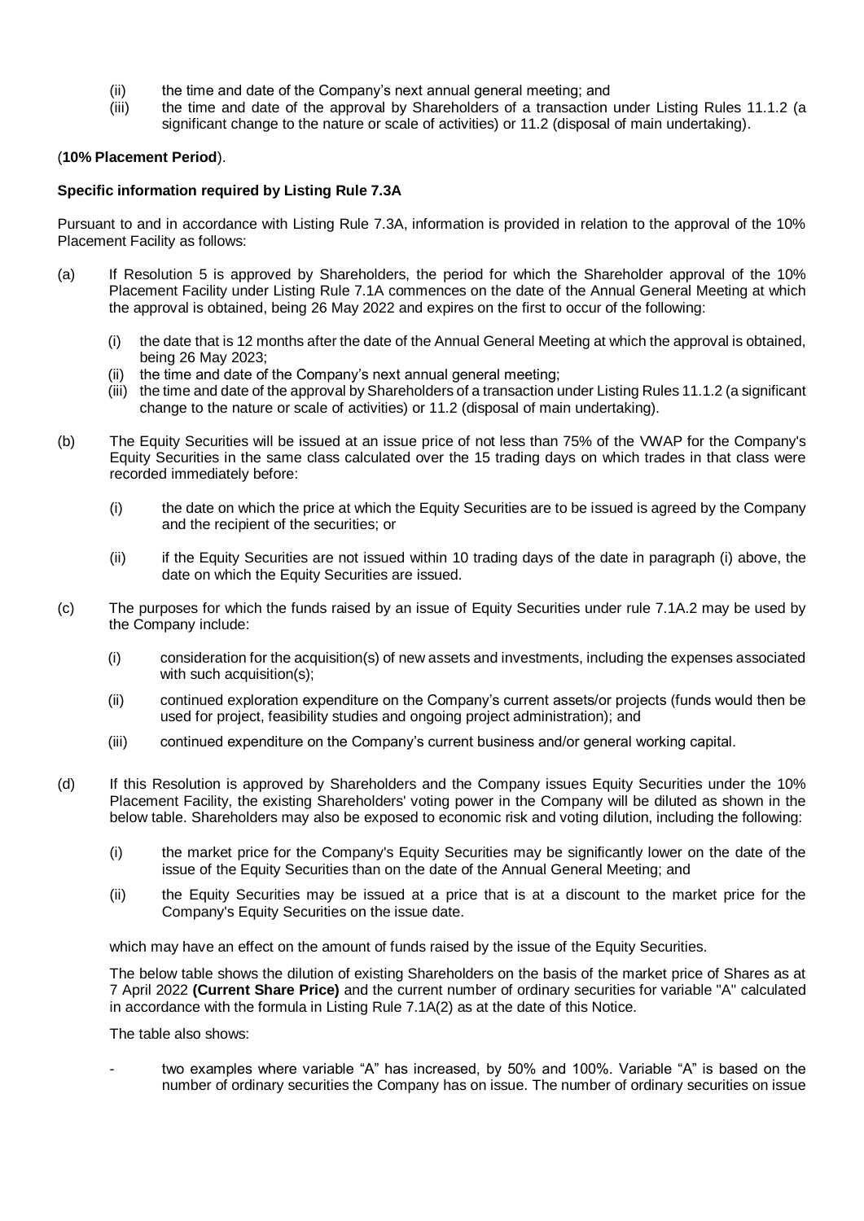(ii) the time and date of the Company's next annual general meeting; and

(iii) the time and date of the approval by Shareholders of a transaction under Listing Rules 11.1.2 (a significant change to the nature or scale of activities) or 11.2 (disposal of main undertaking).

(**10% Placement Period**).

**Specific information required by Listing Rule 7.3A**

Pursuant to and in accordance with Listing Rule 7.3A, information is provided in relation to the approval of the 10% Placement Facility as follows:

(a) If Resolution 5 is approved by Shareholders, the period for which the Shareholder approval of the 10% Placement Facility under Listing Rule 7.1A commences on the date of the Annual General Meeting at which the approval is obtained, being 26 May 2022 and expires on the first to occur of the following:

   (i) the date that is 12 months after the date of the Annual General Meeting at which the approval is obtained, being 26 May 2023;

   (ii) the time and date of the Company's next annual general meeting;

   (iii) the time and date of the approval by Shareholders of a transaction under Listing Rules 11.1.2 (a significant change to the nature or scale of activities) or 11.2 (disposal of main undertaking).

(b) The Equity Securities will be issued at an issue price of not less than 75% of the VWAP for the Company's Equity Securities in the same class calculated over the 15 trading days on which trades in that class were recorded immediately before:

   (i) the date on which the price at which the Equity Securities are to be issued is agreed by the Company and the recipient of the securities; or

   (ii) if the Equity Securities are not issued within 10 trading days of the date in paragraph (i) above, the date on which the Equity Securities are issued.

(c) The purposes for which the funds raised by an issue of Equity Securities under rule 7.1A.2 may be used by the Company include:

   (i) consideration for the acquisition(s) of new assets and investments, including the expenses associated with such acquisition(s);

   (ii) continued exploration expenditure on the Company's current assets/or projects (funds would then be used for project, feasibility studies and ongoing project administration); and

   (iii) continued expenditure on the Company's current business and/or general working capital.

(d) If this Resolution is approved by Shareholders and the Company issues Equity Securities under the 10% Placement Facility, the existing Shareholders' voting power in the Company will be diluted as shown in the below table. Shareholders may also be exposed to economic risk and voting dilution, including the following:

   (i) the market price for the Company's Equity Securities may be significantly lower on the date of the issue of the Equity Securities than on the date of the Annual General Meeting; and

   (ii) the Equity Securities may be issued at a price that is at a discount to the market price for the Company's Equity Securities on the issue date.

   which may have an effect on the amount of funds raised by the issue of the Equity Securities.

   The below table shows the dilution of existing Shareholders on the basis of the market price of Shares as at 7 April 2022 **(Current Share Price)** and the current number of ordinary securities for variable "A" calculated in accordance with the formula in Listing Rule 7.1A(2) as at the date of this Notice.

   The table also shows:

   - two examples where variable "A" has increased, by 50% and 100%. Variable "A" is based on the number of ordinary securities the Company has on issue. The number of ordinary securities on issue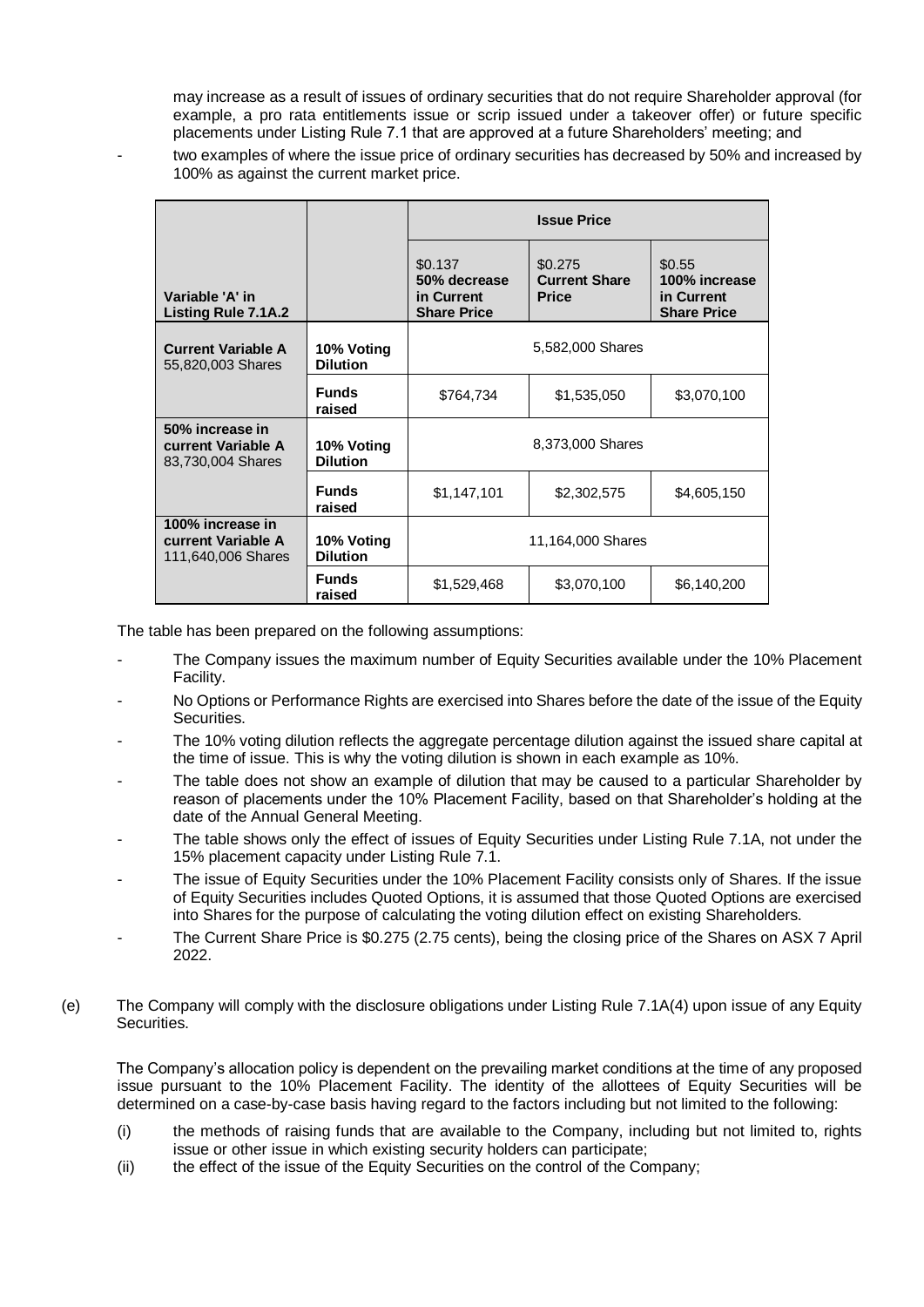may increase as a result of issues of ordinary securities that do not require Shareholder approval (for example, a pro rata entitlements issue or scrip issued under a takeover offer) or future specific placements under Listing Rule 7.1 that are approved at a future Shareholders' meeting; and

- two examples of where the issue price of ordinary securities has decreased by 50% and increased by 100% as against the current market price.

| Variable 'A' in Listing Rule 7.1A.2 | | Issue Price | | |
|---|---|---|---|---|
| | | \$0.137 **50% decrease in Current Share Price** | \$0.275 **Current Share Price** | \$0.55 **100% increase in Current Share Price** |
| **Current Variable A** 55,820,003 Shares | **10% Voting Dilution** | 5,582,000 Shares | | |
| | **Funds raised** | \$764,734 | \$1,535,050 | \$3,070,100 |
| **50% increase in current Variable A** 83,730,004 Shares | **10% Voting Dilution** | 8,373,000 Shares | | |
| | **Funds raised** | \$1,147,101 | \$2,302,575 | \$4,605,150 |
| **100% increase in current Variable A** 111,640,006 Shares | **10% Voting Dilution** | 11,164,000 Shares | | |
| | **Funds raised** | \$1,529,468 | \$3,070,100 | \$6,140,200 |

The table has been prepared on the following assumptions:

- The Company issues the maximum number of Equity Securities available under the 10% Placement Facility.
- No Options or Performance Rights are exercised into Shares before the date of the issue of the Equity Securities.
- The 10% voting dilution reflects the aggregate percentage dilution against the issued share capital at the time of issue. This is why the voting dilution is shown in each example as 10%.
- The table does not show an example of dilution that may be caused to a particular Shareholder by reason of placements under the 10% Placement Facility, based on that Shareholder's holding at the date of the Annual General Meeting.
- The table shows only the effect of issues of Equity Securities under Listing Rule 7.1A, not under the 15% placement capacity under Listing Rule 7.1.
- The issue of Equity Securities under the 10% Placement Facility consists only of Shares. If the issue of Equity Securities includes Quoted Options, it is assumed that those Quoted Options are exercised into Shares for the purpose of calculating the voting dilution effect on existing Shareholders.
- The Current Share Price is \$0.275 (2.75 cents), being the closing price of the Shares on ASX 7 April 2022.

(e) The Company will comply with the disclosure obligations under Listing Rule 7.1A(4) upon issue of any Equity Securities.

The Company's allocation policy is dependent on the prevailing market conditions at the time of any proposed issue pursuant to the 10% Placement Facility. The identity of the allottees of Equity Securities will be determined on a case-by-case basis having regard to the factors including but not limited to the following:

(i) the methods of raising funds that are available to the Company, including but not limited to, rights issue or other issue in which existing security holders can participate;

(ii) the effect of the issue of the Equity Securities on the control of the Company;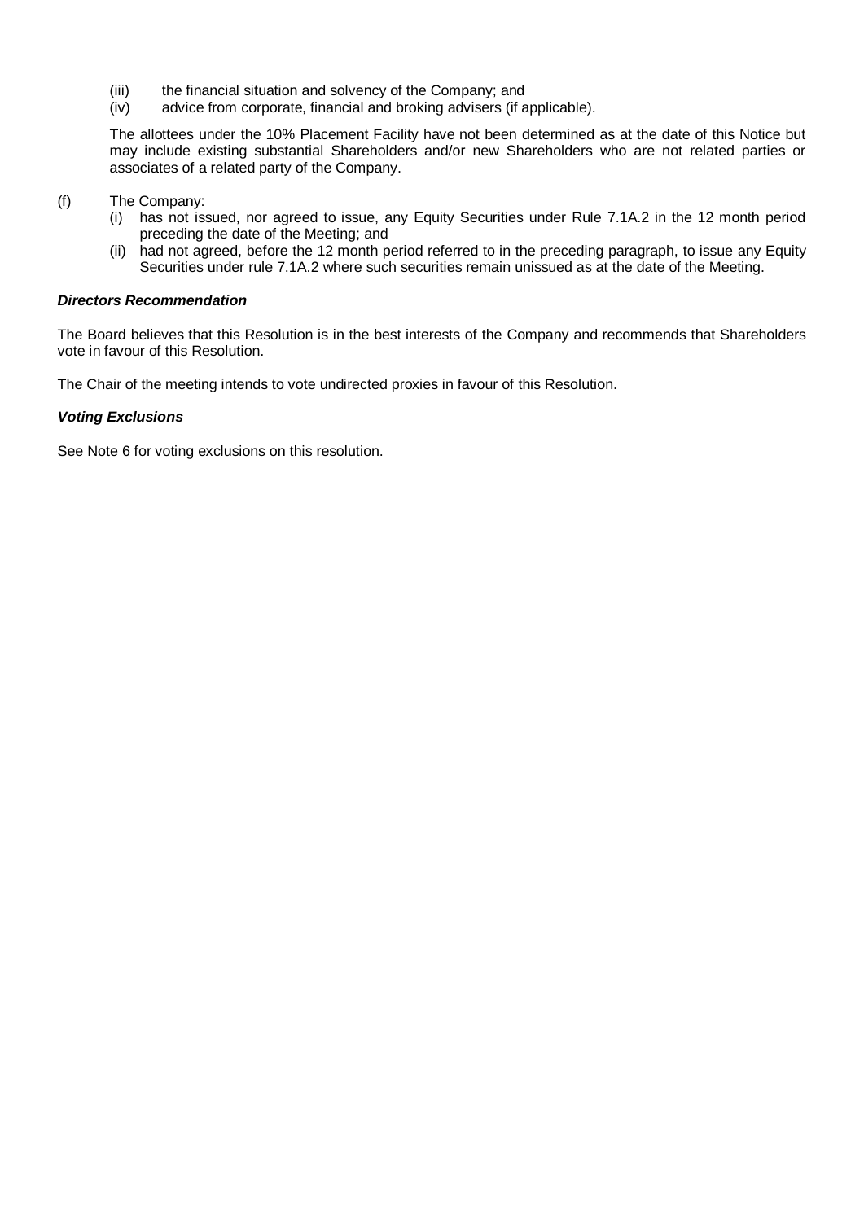(iii) the financial situation and solvency of the Company; and

(iv) advice from corporate, financial and broking advisers (if applicable).

The allottees under the 10% Placement Facility have not been determined as at the date of this Notice but may include existing substantial Shareholders and/or new Shareholders who are not related parties or associates of a related party of the Company.

(f) The Company:

(i) has not issued, nor agreed to issue, any Equity Securities under Rule 7.1A.2 in the 12 month period preceding the date of the Meeting; and

(ii) had not agreed, before the 12 month period referred to in the preceding paragraph, to issue any Equity Securities under rule 7.1A.2 where such securities remain unissued as at the date of the Meeting.

***Directors Recommendation***

The Board believes that this Resolution is in the best interests of the Company and recommends that Shareholders vote in favour of this Resolution.

The Chair of the meeting intends to vote undirected proxies in favour of this Resolution.

***Voting Exclusions***

See Note 6 for voting exclusions on this resolution.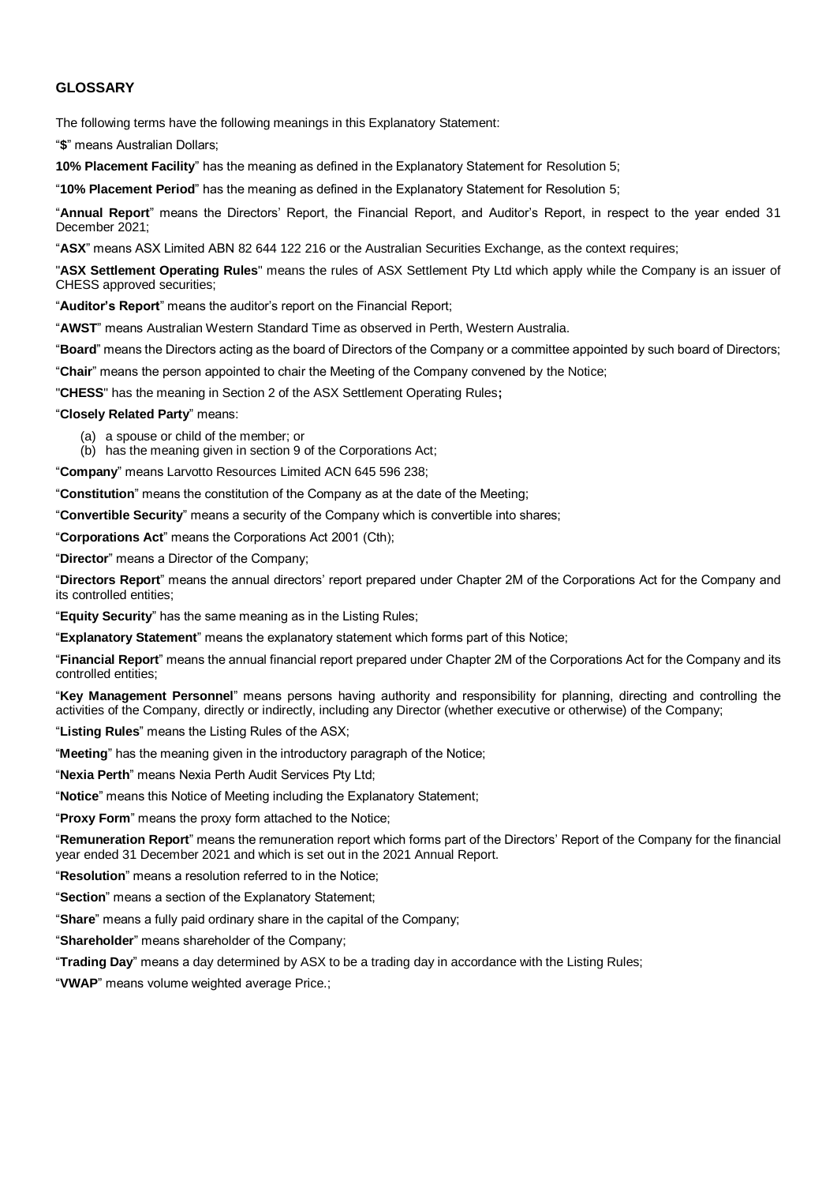## GLOSSARY

The following terms have the following meanings in this Explanatory Statement:

"**$**" means Australian Dollars;

**10% Placement Facility**" has the meaning as defined in the Explanatory Statement for Resolution 5;

"**10% Placement Period**" has the meaning as defined in the Explanatory Statement for Resolution 5;

"**Annual Report**" means the Directors' Report, the Financial Report, and Auditor's Report, in respect to the year ended 31 December 2021;

"**ASX**" means ASX Limited ABN 82 644 122 216 or the Australian Securities Exchange, as the context requires;

"**ASX Settlement Operating Rules**" means the rules of ASX Settlement Pty Ltd which apply while the Company is an issuer of CHESS approved securities;

"**Auditor's Report**" means the auditor's report on the Financial Report;

"**AWST**" means Australian Western Standard Time as observed in Perth, Western Australia.

"**Board**" means the Directors acting as the board of Directors of the Company or a committee appointed by such board of Directors;

"**Chair**" means the person appointed to chair the Meeting of the Company convened by the Notice;

"**CHESS**" has the meaning in Section 2 of the ASX Settlement Operating Rules**;**

"**Closely Related Party**" means:

(a) a spouse or child of the member; or
(b) has the meaning given in section 9 of the Corporations Act;

"**Company**" means Larvotto Resources Limited ACN 645 596 238;

"**Constitution**" means the constitution of the Company as at the date of the Meeting;

"**Convertible Security**" means a security of the Company which is convertible into shares;

"**Corporations Act**" means the Corporations Act 2001 (Cth);

"**Director**" means a Director of the Company;

"**Directors Report**" means the annual directors' report prepared under Chapter 2M of the Corporations Act for the Company and its controlled entities;

"**Equity Security**" has the same meaning as in the Listing Rules;

"**Explanatory Statement**" means the explanatory statement which forms part of this Notice;

"**Financial Report**" means the annual financial report prepared under Chapter 2M of the Corporations Act for the Company and its controlled entities;

"**Key Management Personnel**" means persons having authority and responsibility for planning, directing and controlling the activities of the Company, directly or indirectly, including any Director (whether executive or otherwise) of the Company;

"**Listing Rules**" means the Listing Rules of the ASX;

"**Meeting**" has the meaning given in the introductory paragraph of the Notice;

"**Nexia Perth**" means Nexia Perth Audit Services Pty Ltd;

"**Notice**" means this Notice of Meeting including the Explanatory Statement;

"**Proxy Form**" means the proxy form attached to the Notice;

"**Remuneration Report**" means the remuneration report which forms part of the Directors' Report of the Company for the financial year ended 31 December 2021 and which is set out in the 2021 Annual Report.

"**Resolution**" means a resolution referred to in the Notice;

"**Section**" means a section of the Explanatory Statement;

"**Share**" means a fully paid ordinary share in the capital of the Company;

"**Shareholder**" means shareholder of the Company;

"**Trading Day**" means a day determined by ASX to be a trading day in accordance with the Listing Rules;

"**VWAP**" means volume weighted average Price.;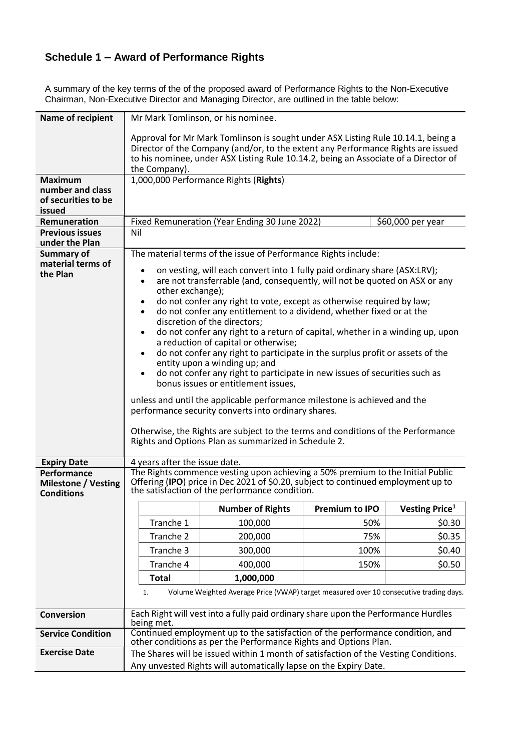## Schedule 1 – Award of Performance Rights

A summary of the key terms of the of the proposed award of Performance Rights to the Non-Executive Chairman, Non-Executive Director and Managing Director, are outlined in the table below:

| | |
|---|---|
| **Name of recipient** | Mr Mark Tomlinson, or his nominee.<br><br>Approval for Mr Mark Tomlinson is sought under ASX Listing Rule 10.14.1, being a Director of the Company (and/or, to the extent any Performance Rights are issued to his nominee, under ASX Listing Rule 10.14.2, being an Associate of a Director of the Company). |
| **Maximum number and class of securities to be issued** | 1,000,000 Performance Rights (**Rights**) |
| **Remuneration** | Fixed Remuneration (Year Ending 30 June 2022) — $60,000 per year |
| **Previous issues under the Plan** | Nil |
| **Summary of material terms of the Plan** | The material terms of the issue of Performance Rights include:<br>• on vesting, will each convert into 1 fully paid ordinary share (ASX:LRV);<br>• are not transferrable (and, consequently, will not be quoted on ASX or any other exchange);<br>• do not confer any right to vote, except as otherwise required by law;<br>• do not confer any entitlement to a dividend, whether fixed or at the discretion of the directors;<br>• do not confer any right to a return of capital, whether in a winding up, upon a reduction of capital or otherwise;<br>• do not confer any right to participate in the surplus profit or assets of the entity upon a winding up; and<br>• do not confer any right to participate in new issues of securities such as bonus issues or entitlement issues,<br><br>unless and until the applicable performance milestone is achieved and the performance security converts into ordinary shares.<br><br>Otherwise, the Rights are subject to the terms and conditions of the Performance Rights and Options Plan as summarized in Schedule 2. |
| **Expiry Date** | 4 years after the issue date. |
| **Performance Milestone / Vesting Conditions** | The Rights commence vesting upon achieving a 50% premium to the Initial Public Offering (**IPO**) price in Dec 2021 of $0.20, subject to continued employment up to the satisfaction of the performance condition. (See vesting table below.) |
| **Conversion** | Each Right will vest into a fully paid ordinary share upon the Performance Hurdles being met. |
| **Service Condition** | Continued employment up to the satisfaction of the performance condition, and other conditions as per the Performance Rights and Options Plan. |
| **Exercise Date** | The Shares will be issued within 1 month of satisfaction of the Vesting Conditions.<br>Any unvested Rights will automatically lapse on the Expiry Date. |

| | Number of Rights | Premium to IPO | Vesting Price[1] |
|---|---|---|---|
| Tranche 1 | 100,000 | 50% | $0.30 |
| Tranche 2 | 200,000 | 75% | $0.35 |
| Tranche 3 | 300,000 | 100% | $0.40 |
| Tranche 4 | 400,000 | 150% | $0.50 |
| **Total** | **1,000,000** | | |

1. Volume Weighted Average Price (VWAP) target measured over 10 consecutive trading days.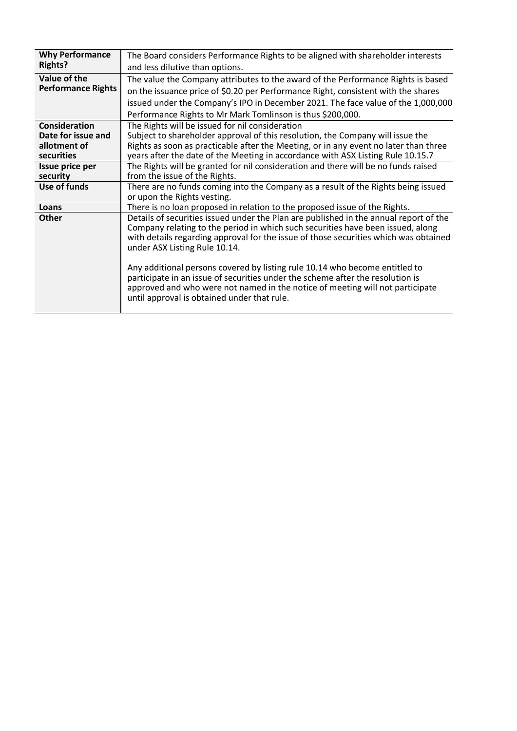| | |
|---|---|
| **Why Performance Rights?** | The Board considers Performance Rights to be aligned with shareholder interests and less dilutive than options. |
| **Value of the Performance Rights** | The value the Company attributes to the award of the Performance Rights is based on the issuance price of $0.20 per Performance Right, consistent with the shares issued under the Company's IPO in December 2021. The face value of the 1,000,000 Performance Rights to Mr Mark Tomlinson is thus $200,000. |
| **Consideration** | The Rights will be issued for nil consideration |
| **Date for issue and allotment of securities** | Subject to shareholder approval of this resolution, the Company will issue the Rights as soon as practicable after the Meeting, or in any event no later than three years after the date of the Meeting in accordance with ASX Listing Rule 10.15.7 |
| **Issue price per security** | The Rights will be granted for nil consideration and there will be no funds raised from the issue of the Rights. |
| **Use of funds** | There are no funds coming into the Company as a result of the Rights being issued or upon the Rights vesting. |
| **Loans** | There is no loan proposed in relation to the proposed issue of the Rights. |
| **Other** | Details of securities issued under the Plan are published in the annual report of the Company relating to the period in which such securities have been issued, along with details regarding approval for the issue of those securities which was obtained under ASX Listing Rule 10.14.<br><br>Any additional persons covered by listing rule 10.14 who become entitled to participate in an issue of securities under the scheme after the resolution is approved and who were not named in the notice of meeting will not participate until approval is obtained under that rule. |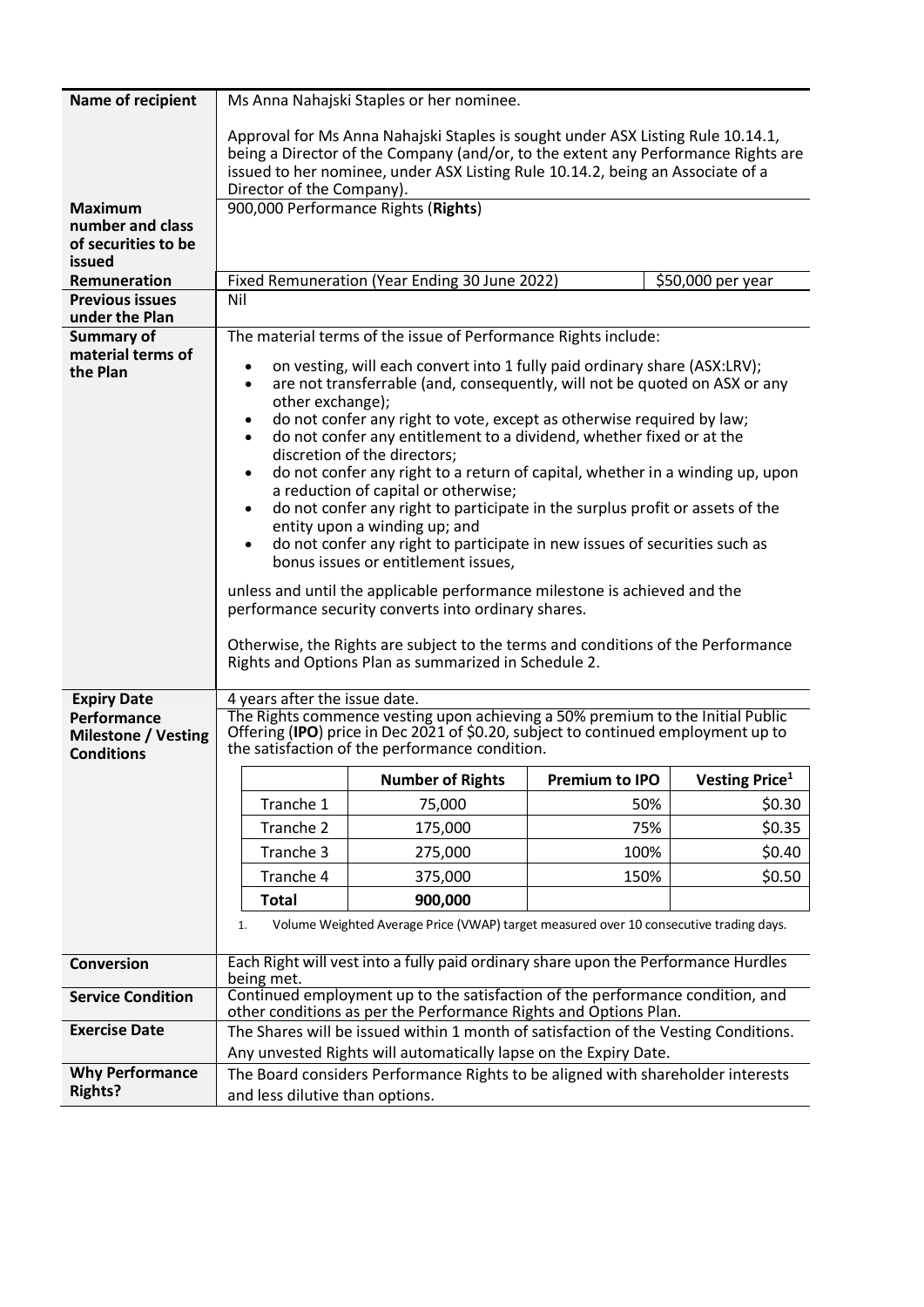| | |
|---|---|
| **Name of recipient** | Ms Anna Nahajski Staples or her nominee.<br><br>Approval for Ms Anna Nahajski Staples is sought under ASX Listing Rule 10.14.1, being a Director of the Company (and/or, to the extent any Performance Rights are issued to her nominee, under ASX Listing Rule 10.14.2, being an Associate of a Director of the Company). |
| **Maximum number and class of securities to be issued** | 900,000 Performance Rights (**Rights**) |
| **Remuneration** | Fixed Remuneration (Year Ending 30 June 2022) — $50,000 per year |
| **Previous issues under the Plan** | Nil |
| **Summary of material terms of the Plan** | The material terms of the issue of Performance Rights include:<br>• on vesting, will each convert into 1 fully paid ordinary share (ASX:LRV);<br>• are not transferrable (and, consequently, will not be quoted on ASX or any other exchange);<br>• do not confer any right to vote, except as otherwise required by law;<br>• do not confer any entitlement to a dividend, whether fixed or at the discretion of the directors;<br>• do not confer any right to a return of capital, whether in a winding up, upon a reduction of capital or otherwise;<br>• do not confer any right to participate in the surplus profit or assets of the entity upon a winding up; and<br>• do not confer any right to participate in new issues of securities such as bonus issues or entitlement issues,<br><br>unless and until the applicable performance milestone is achieved and the performance security converts into ordinary shares.<br><br>Otherwise, the Rights are subject to the terms and conditions of the Performance Rights and Options Plan as summarized in Schedule 2. |
| **Expiry Date** | 4 years after the issue date. |
| **Performance Milestone / Vesting Conditions** | The Rights commence vesting upon achieving a 50% premium to the Initial Public Offering (**IPO**) price in Dec 2021 of $0.20, subject to continued employment up to the satisfaction of the performance condition. |

| | **Number of Rights** | **Premium to IPO** | **Vesting Price**[1] |
|---|---|---|---|
| Tranche 1 | 75,000 | 50% | $0.30 |
| Tranche 2 | 175,000 | 75% | $0.35 |
| Tranche 3 | 275,000 | 100% | $0.40 |
| Tranche 4 | 375,000 | 150% | $0.50 |
| **Total** | **900,000** | | |

1. Volume Weighted Average Price (VWAP) target measured over 10 consecutive trading days.

| | |
|---|---|
| **Conversion** | Each Right will vest into a fully paid ordinary share upon the Performance Hurdles being met. |
| **Service Condition** | Continued employment up to the satisfaction of the performance condition, and other conditions as per the Performance Rights and Options Plan. |
| **Exercise Date** | The Shares will be issued within 1 month of satisfaction of the Vesting Conditions.<br>Any unvested Rights will automatically lapse on the Expiry Date. |
| **Why Performance Rights?** | The Board considers Performance Rights to be aligned with shareholder interests and less dilutive than options. |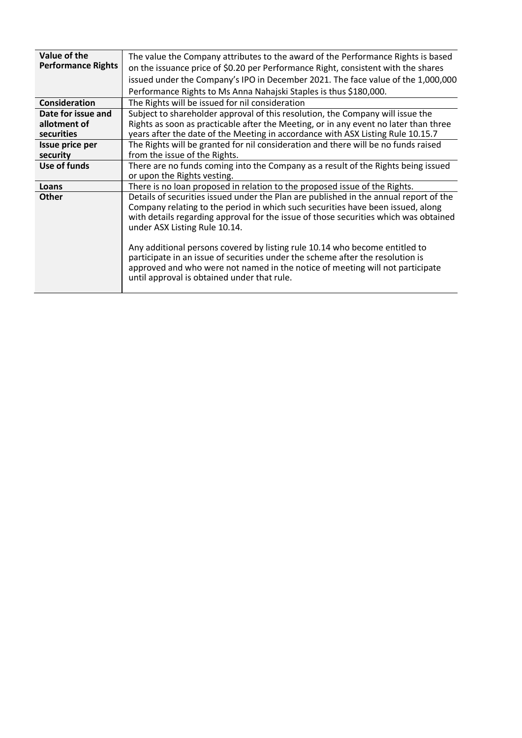| Value of the Performance Rights | The value the Company attributes to the award of the Performance Rights is based on the issuance price of $0.20 per Performance Right, consistent with the shares issued under the Company's IPO in December 2021. The face value of the 1,000,000 Performance Rights to Ms Anna Nahajski Staples is thus $180,000. |
|---|---|
| **Consideration** | The Rights will be issued for nil consideration |
| **Date for issue and allotment of securities** | Subject to shareholder approval of this resolution, the Company will issue the Rights as soon as practicable after the Meeting, or in any event no later than three years after the date of the Meeting in accordance with ASX Listing Rule 10.15.7 |
| **Issue price per security** | The Rights will be granted for nil consideration and there will be no funds raised from the issue of the Rights. |
| **Use of funds** | There are no funds coming into the Company as a result of the Rights being issued or upon the Rights vesting. |
| **Loans** | There is no loan proposed in relation to the proposed issue of the Rights. |
| **Other** | Details of securities issued under the Plan are published in the annual report of the Company relating to the period in which such securities have been issued, along with details regarding approval for the issue of those securities which was obtained under ASX Listing Rule 10.14.<br><br>Any additional persons covered by listing rule 10.14 who become entitled to participate in an issue of securities under the scheme after the resolution is approved and who were not named in the notice of meeting will not participate until approval is obtained under that rule. |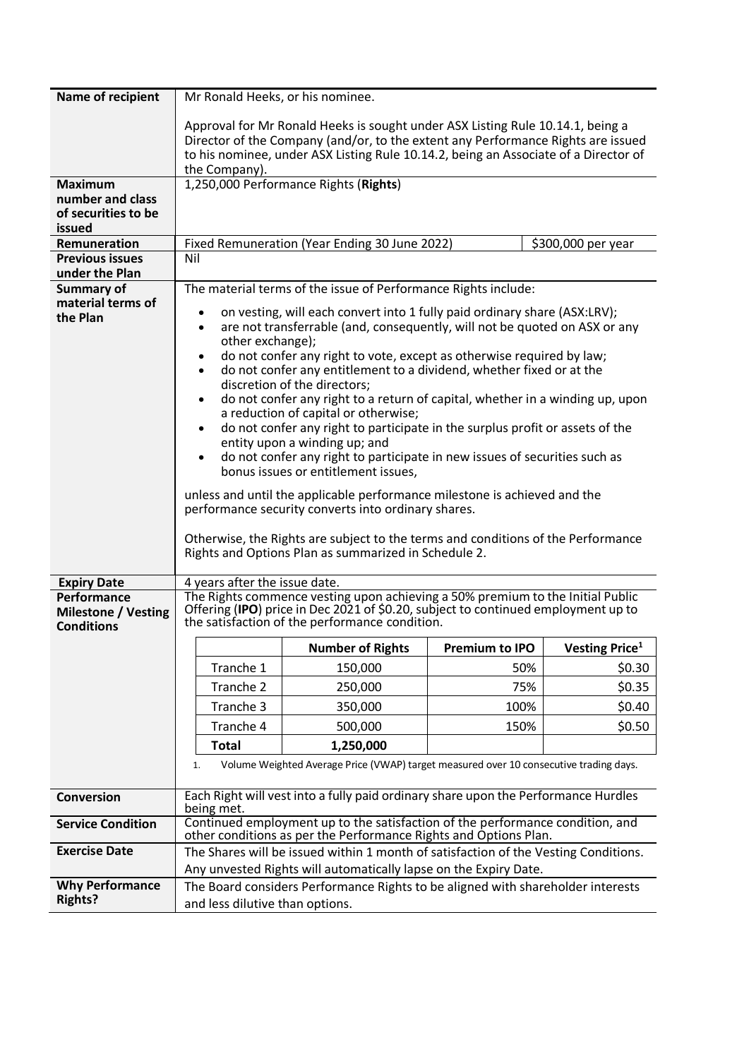| | |
|---|---|
| **Name of recipient** | Mr Ronald Heeks, or his nominee.<br><br>Approval for Mr Ronald Heeks is sought under ASX Listing Rule 10.14.1, being a Director of the Company (and/or, to the extent any Performance Rights are issued to his nominee, under ASX Listing Rule 10.14.2, being an Associate of a Director of the Company). |
| **Maximum number and class of securities to be issued** | 1,250,000 Performance Rights (**Rights**) |
| **Remuneration** | Fixed Remuneration (Year Ending 30 June 2022) — $300,000 per year |
| **Previous issues under the Plan** | Nil |
| **Summary of material terms of the Plan** | The material terms of the issue of Performance Rights include:<br>• on vesting, will each convert into 1 fully paid ordinary share (ASX:LRV);<br>• are not transferrable (and, consequently, will not be quoted on ASX or any other exchange);<br>• do not confer any right to vote, except as otherwise required by law;<br>• do not confer any entitlement to a dividend, whether fixed or at the discretion of the directors;<br>• do not confer any right to a return of capital, whether in a winding up, upon a reduction of capital or otherwise;<br>• do not confer any right to participate in the surplus profit or assets of the entity upon a winding up; and<br>• do not confer any right to participate in new issues of securities such as bonus issues or entitlement issues,<br><br>unless and until the applicable performance milestone is achieved and the performance security converts into ordinary shares.<br><br>Otherwise, the Rights are subject to the terms and conditions of the Performance Rights and Options Plan as summarized in Schedule 2. |
| **Expiry Date** | 4 years after the issue date. |
| **Performance Milestone / Vesting Conditions** | The Rights commence vesting upon achieving a 50% premium to the Initial Public Offering (**IPO**) price in Dec 2021 of $0.20, subject to continued employment up to the satisfaction of the performance condition. |

| | Number of Rights | Premium to IPO | Vesting Price[1] |
|---|---|---|---|
| Tranche 1 | 150,000 | 50% | $0.30 |
| Tranche 2 | 250,000 | 75% | $0.35 |
| Tranche 3 | 350,000 | 100% | $0.40 |
| Tranche 4 | 500,000 | 150% | $0.50 |
| **Total** | **1,250,000** | | |

1. Volume Weighted Average Price (VWAP) target measured over 10 consecutive trading days.

| | |
|---|---|
| **Conversion** | Each Right will vest into a fully paid ordinary share upon the Performance Hurdles being met. |
| **Service Condition** | Continued employment up to the satisfaction of the performance condition, and other conditions as per the Performance Rights and Options Plan. |
| **Exercise Date** | The Shares will be issued within 1 month of satisfaction of the Vesting Conditions.<br>Any unvested Rights will automatically lapse on the Expiry Date. |
| **Why Performance Rights?** | The Board considers Performance Rights to be aligned with shareholder interests and less dilutive than options. |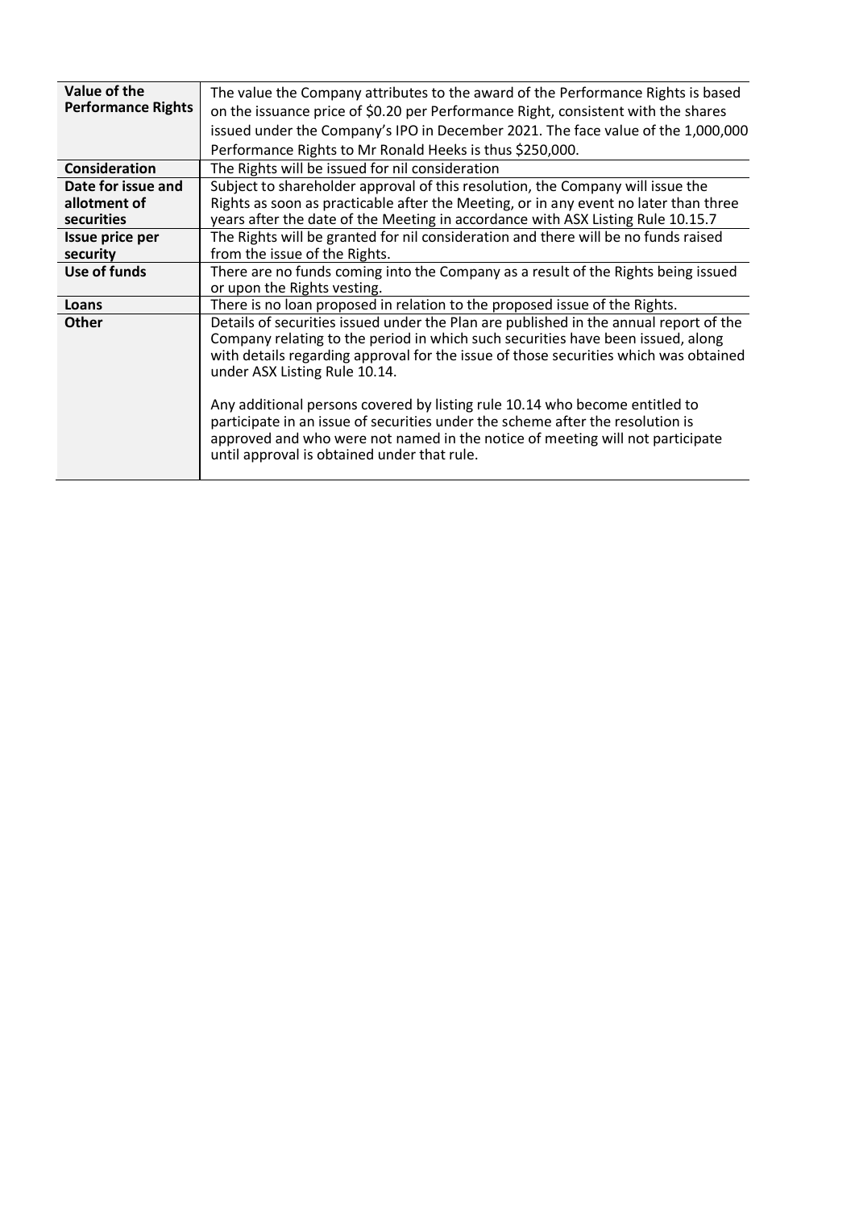| | |
|---|---|
| **Value of the Performance Rights** | The value the Company attributes to the award of the Performance Rights is based on the issuance price of $0.20 per Performance Right, consistent with the shares issued under the Company's IPO in December 2021. The face value of the 1,000,000 Performance Rights to Mr Ronald Heeks is thus $250,000. |
| **Consideration** | The Rights will be issued for nil consideration |
| **Date for issue and allotment of securities** | Subject to shareholder approval of this resolution, the Company will issue the Rights as soon as practicable after the Meeting, or in any event no later than three years after the date of the Meeting in accordance with ASX Listing Rule 10.15.7 |
| **Issue price per security** | The Rights will be granted for nil consideration and there will be no funds raised from the issue of the Rights. |
| **Use of funds** | There are no funds coming into the Company as a result of the Rights being issued or upon the Rights vesting. |
| **Loans** | There is no loan proposed in relation to the proposed issue of the Rights. |
| **Other** | Details of securities issued under the Plan are published in the annual report of the Company relating to the period in which such securities have been issued, along with details regarding approval for the issue of those securities which was obtained under ASX Listing Rule 10.14.<br><br>Any additional persons covered by listing rule 10.14 who become entitled to participate in an issue of securities under the scheme after the resolution is approved and who were not named in the notice of meeting will not participate until approval is obtained under that rule. |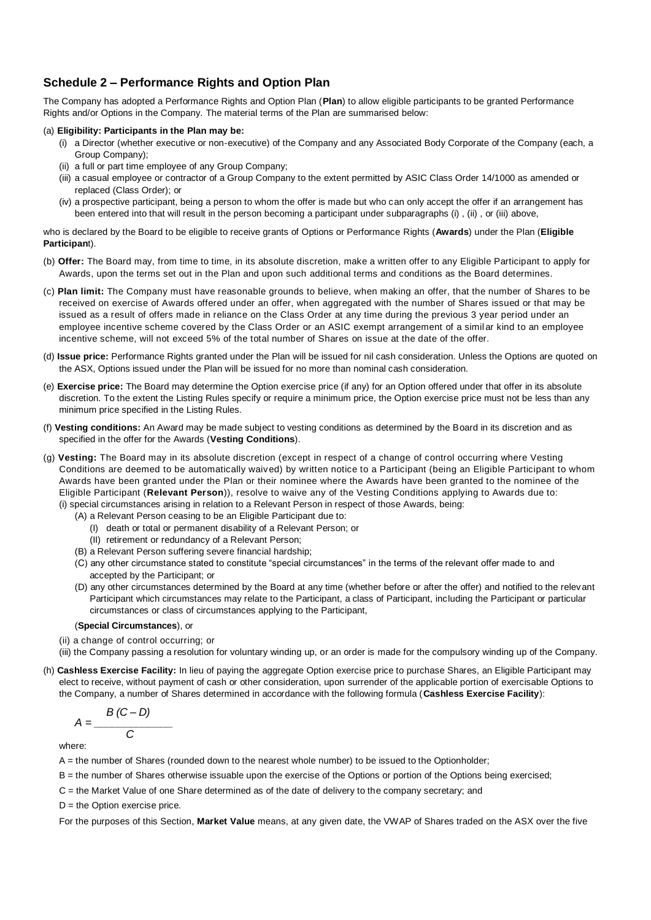## Schedule 2 – Performance Rights and Option Plan

The Company has adopted a Performance Rights and Option Plan (**Plan**) to allow eligible participants to be granted Performance Rights and/or Options in the Company. The material terms of the Plan are summarised below:

(a) **Eligibility: Participants in the Plan may be:**

- (i) a Director (whether executive or non-executive) of the Company and any Associated Body Corporate of the Company (each, a Group Company);
- (ii) a full or part time employee of any Group Company;
- (iii) a casual employee or contractor of a Group Company to the extent permitted by ASIC Class Order 14/1000 as amended or replaced (Class Order); or
- (iv) a prospective participant, being a person to whom the offer is made but who can only accept the offer if an arrangement has been entered into that will result in the person becoming a participant under subparagraphs (i) , (ii) , or (iii) above,

who is declared by the Board to be eligible to receive grants of Options or Performance Rights (**Awards**) under the Plan (**Eligible Participant**).

(b) **Offer:** The Board may, from time to time, in its absolute discretion, make a written offer to any Eligible Participant to apply for Awards, upon the terms set out in the Plan and upon such additional terms and conditions as the Board determines.

(c) **Plan limit:** The Company must have reasonable grounds to believe, when making an offer, that the number of Shares to be received on exercise of Awards offered under an offer, when aggregated with the number of Shares issued or that may be issued as a result of offers made in reliance on the Class Order at any time during the previous 3 year period under an employee incentive scheme covered by the Class Order or an ASIC exempt arrangement of a similar kind to an employee incentive scheme, will not exceed 5% of the total number of Shares on issue at the date of the offer.

(d) **Issue price:** Performance Rights granted under the Plan will be issued for nil cash consideration. Unless the Options are quoted on the ASX, Options issued under the Plan will be issued for no more than nominal cash consideration.

(e) **Exercise price:** The Board may determine the Option exercise price (if any) for an Option offered under that offer in its absolute discretion. To the extent the Listing Rules specify or require a minimum price, the Option exercise price must not be less than any minimum price specified in the Listing Rules.

(f) **Vesting conditions:** An Award may be made subject to vesting conditions as determined by the Board in its discretion and as specified in the offer for the Awards (**Vesting Conditions**).

(g) **Vesting:** The Board may in its absolute discretion (except in respect of a change of control occurring where Vesting Conditions are deemed to be automatically waived) by written notice to a Participant (being an Eligible Participant to whom Awards have been granted under the Plan or their nominee where the Awards have been granted to the nominee of the Eligible Participant (**Relevant Person**)), resolve to waive any of the Vesting Conditions applying to Awards due to:

- (i) special circumstances arising in relation to a Relevant Person in respect of those Awards, being:
  - (A) a Relevant Person ceasing to be an Eligible Participant due to:
    - (I) death or total or permanent disability of a Relevant Person; or
    - (II) retirement or redundancy of a Relevant Person;
  - (B) a Relevant Person suffering severe financial hardship;
  - (C) any other circumstance stated to constitute "special circumstances" in the terms of the relevant offer made to and accepted by the Participant; or
  - (D) any other circumstances determined by the Board at any time (whether before or after the offer) and notified to the relevant Participant which circumstances may relate to the Participant, a class of Participant, including the Participant or particular circumstances or class of circumstances applying to the Participant,

  (**Special Circumstances**), or
- (ii) a change of control occurring; or
- (iii) the Company passing a resolution for voluntary winding up, or an order is made for the compulsory winding up of the Company.

(h) **Cashless Exercise Facility:** In lieu of paying the aggregate Option exercise price to purchase Shares, an Eligible Participant may elect to receive, without payment of cash or other consideration, upon surrender of the applicable portion of exercisable Options to the Company, a number of Shares determined in accordance with the following formula (**Cashless Exercise Facility**):

$$A = \frac{B\,(C - D)}{C}$$

where:

A = the number of Shares (rounded down to the nearest whole number) to be issued to the Optionholder;

B = the number of Shares otherwise issuable upon the exercise of the Options or portion of the Options being exercised;

C = the Market Value of one Share determined as of the date of delivery to the company secretary; and

D = the Option exercise price.

For the purposes of this Section, **Market Value** means, at any given date, the VWAP of Shares traded on the ASX over the five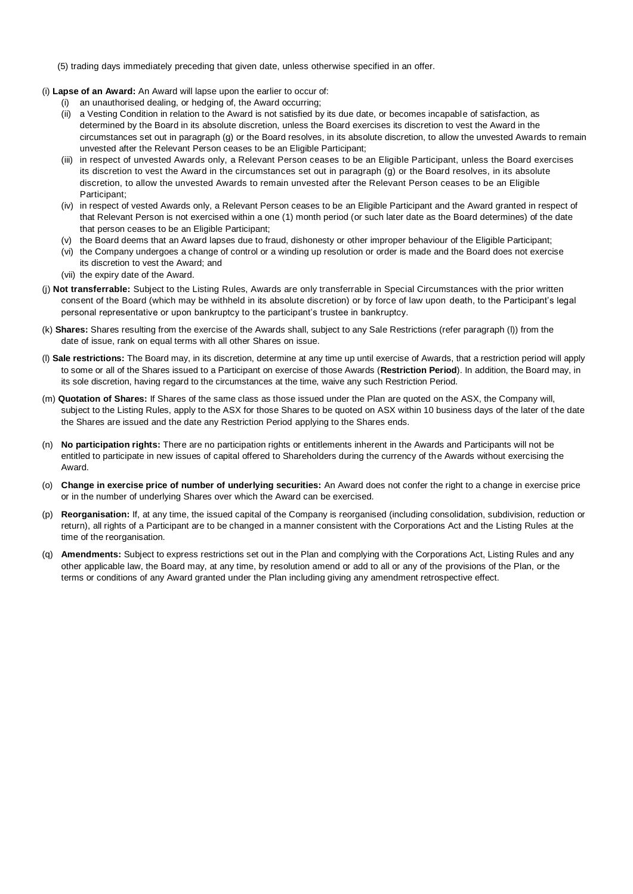(5) trading days immediately preceding that given date, unless otherwise specified in an offer.

(i) **Lapse of an Award:** An Award will lapse upon the earlier to occur of:

- (i) an unauthorised dealing, or hedging of, the Award occurring;
- (ii) a Vesting Condition in relation to the Award is not satisfied by its due date, or becomes incapable of satisfaction, as determined by the Board in its absolute discretion, unless the Board exercises its discretion to vest the Award in the circumstances set out in paragraph (g) or the Board resolves, in its absolute discretion, to allow the unvested Awards to remain unvested after the Relevant Person ceases to be an Eligible Participant;
- (iii) in respect of unvested Awards only, a Relevant Person ceases to be an Eligible Participant, unless the Board exercises its discretion to vest the Award in the circumstances set out in paragraph (g) or the Board resolves, in its absolute discretion, to allow the unvested Awards to remain unvested after the Relevant Person ceases to be an Eligible Participant;
- (iv) in respect of vested Awards only, a Relevant Person ceases to be an Eligible Participant and the Award granted in respect of that Relevant Person is not exercised within a one (1) month period (or such later date as the Board determines) of the date that person ceases to be an Eligible Participant;
- (v) the Board deems that an Award lapses due to fraud, dishonesty or other improper behaviour of the Eligible Participant;
- (vi) the Company undergoes a change of control or a winding up resolution or order is made and the Board does not exercise its discretion to vest the Award; and
- (vii) the expiry date of the Award.

(j) **Not transferrable:** Subject to the Listing Rules, Awards are only transferrable in Special Circumstances with the prior written consent of the Board (which may be withheld in its absolute discretion) or by force of law upon death, to the Participant's legal personal representative or upon bankruptcy to the participant's trustee in bankruptcy.

(k) **Shares:** Shares resulting from the exercise of the Awards shall, subject to any Sale Restrictions (refer paragraph (l)) from the date of issue, rank on equal terms with all other Shares on issue.

(l) **Sale restrictions:** The Board may, in its discretion, determine at any time up until exercise of Awards, that a restriction period will apply to some or all of the Shares issued to a Participant on exercise of those Awards (**Restriction Period**). In addition, the Board may, in its sole discretion, having regard to the circumstances at the time, waive any such Restriction Period.

(m) **Quotation of Shares:** If Shares of the same class as those issued under the Plan are quoted on the ASX, the Company will, subject to the Listing Rules, apply to the ASX for those Shares to be quoted on ASX within 10 business days of the later of the date the Shares are issued and the date any Restriction Period applying to the Shares ends.

(n) **No participation rights:** There are no participation rights or entitlements inherent in the Awards and Participants will not be entitled to participate in new issues of capital offered to Shareholders during the currency of the Awards without exercising the Award.

(o) **Change in exercise price of number of underlying securities:** An Award does not confer the right to a change in exercise price or in the number of underlying Shares over which the Award can be exercised.

(p) **Reorganisation:** If, at any time, the issued capital of the Company is reorganised (including consolidation, subdivision, reduction or return), all rights of a Participant are to be changed in a manner consistent with the Corporations Act and the Listing Rules at the time of the reorganisation.

(q) **Amendments:** Subject to express restrictions set out in the Plan and complying with the Corporations Act, Listing Rules and any other applicable law, the Board may, at any time, by resolution amend or add to all or any of the provisions of the Plan, or the terms or conditions of any Award granted under the Plan including giving any amendment retrospective effect.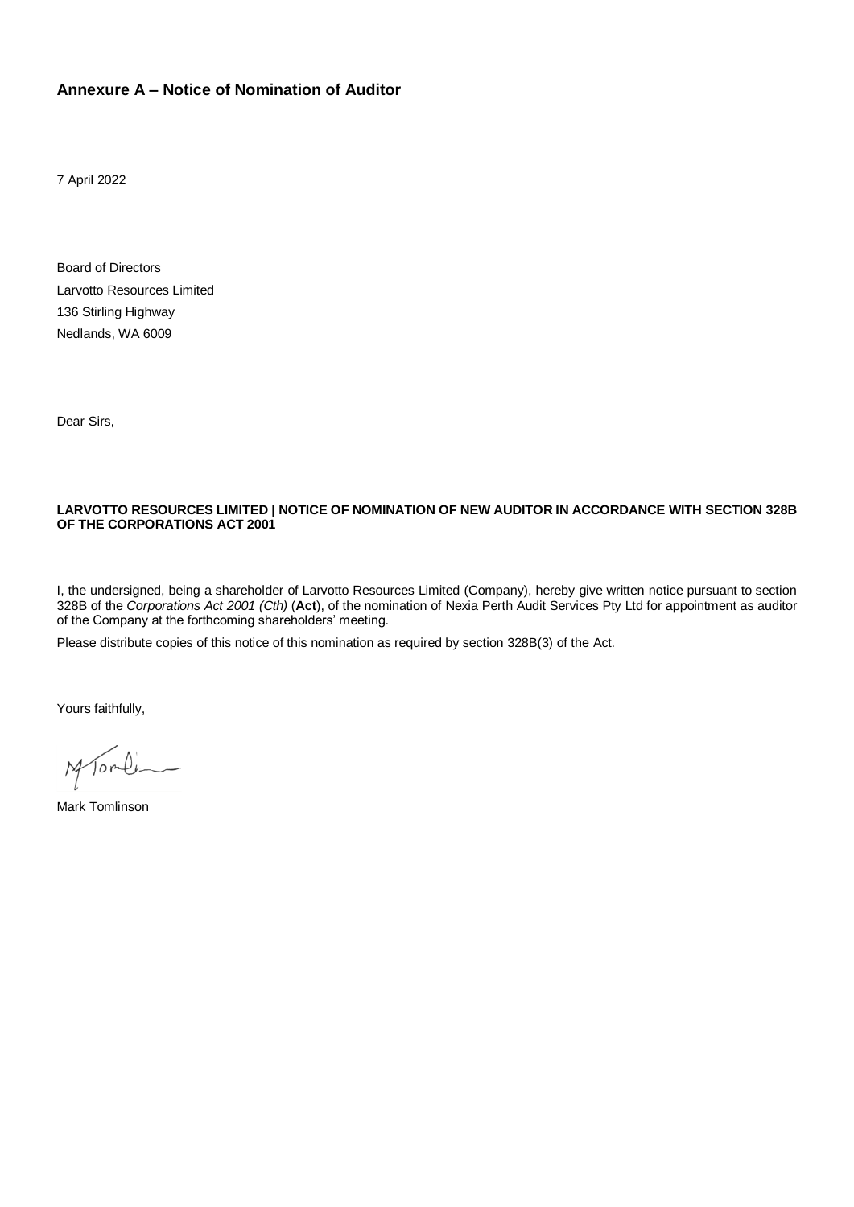## Annexure A – Notice of Nomination of Auditor

7 April 2022

Board of Directors
Larvotto Resources Limited
136 Stirling Highway
Nedlands, WA 6009

Dear Sirs,

**LARVOTTO RESOURCES LIMITED | NOTICE OF NOMINATION OF NEW AUDITOR IN ACCORDANCE WITH SECTION 328B OF THE CORPORATIONS ACT 2001**

I, the undersigned, being a shareholder of Larvotto Resources Limited (Company), hereby give written notice pursuant to section 328B of the *Corporations Act 2001 (Cth)* (**Act**), of the nomination of Nexia Perth Audit Services Pty Ltd for appointment as auditor of the Company at the forthcoming shareholders' meeting.

Please distribute copies of this notice of this nomination as required by section 328B(3) of the Act.

Yours faithfully,

Mark Tomlinson